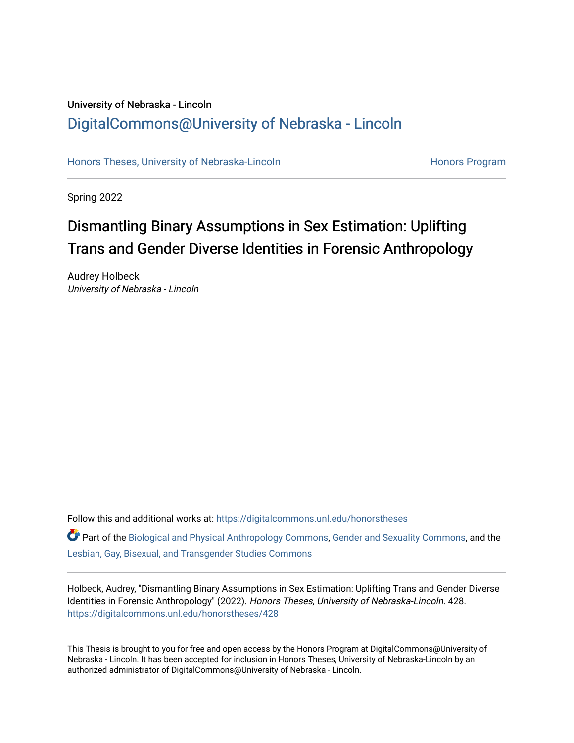University of Nebraska - Lincoln

## DigitalCommons@University of Nebraska - Lincoln

Honors Theses, University of Nebraska-Lincoln | Honors Program

Spring 2022

# Dismantling Binary Assumptions in Sex Estimation: Uplifting Trans and Gender Diverse Identities in Forensic Anthropology

Audrey Holbeck
*University of Nebraska - Lincoln*

Follow this and additional works at: https://digitalcommons.unl.edu/honorstheses

Part of the Biological and Physical Anthropology Commons, Gender and Sexuality Commons, and the Lesbian, Gay, Bisexual, and Transgender Studies Commons

Holbeck, Audrey, "Dismantling Binary Assumptions in Sex Estimation: Uplifting Trans and Gender Diverse Identities in Forensic Anthropology" (2022). *Honors Theses, University of Nebraska-Lincoln*. 428.
https://digitalcommons.unl.edu/honorstheses/428

This Thesis is brought to you for free and open access by the Honors Program at DigitalCommons@University of Nebraska - Lincoln. It has been accepted for inclusion in Honors Theses, University of Nebraska-Lincoln by an authorized administrator of DigitalCommons@University of Nebraska - Lincoln.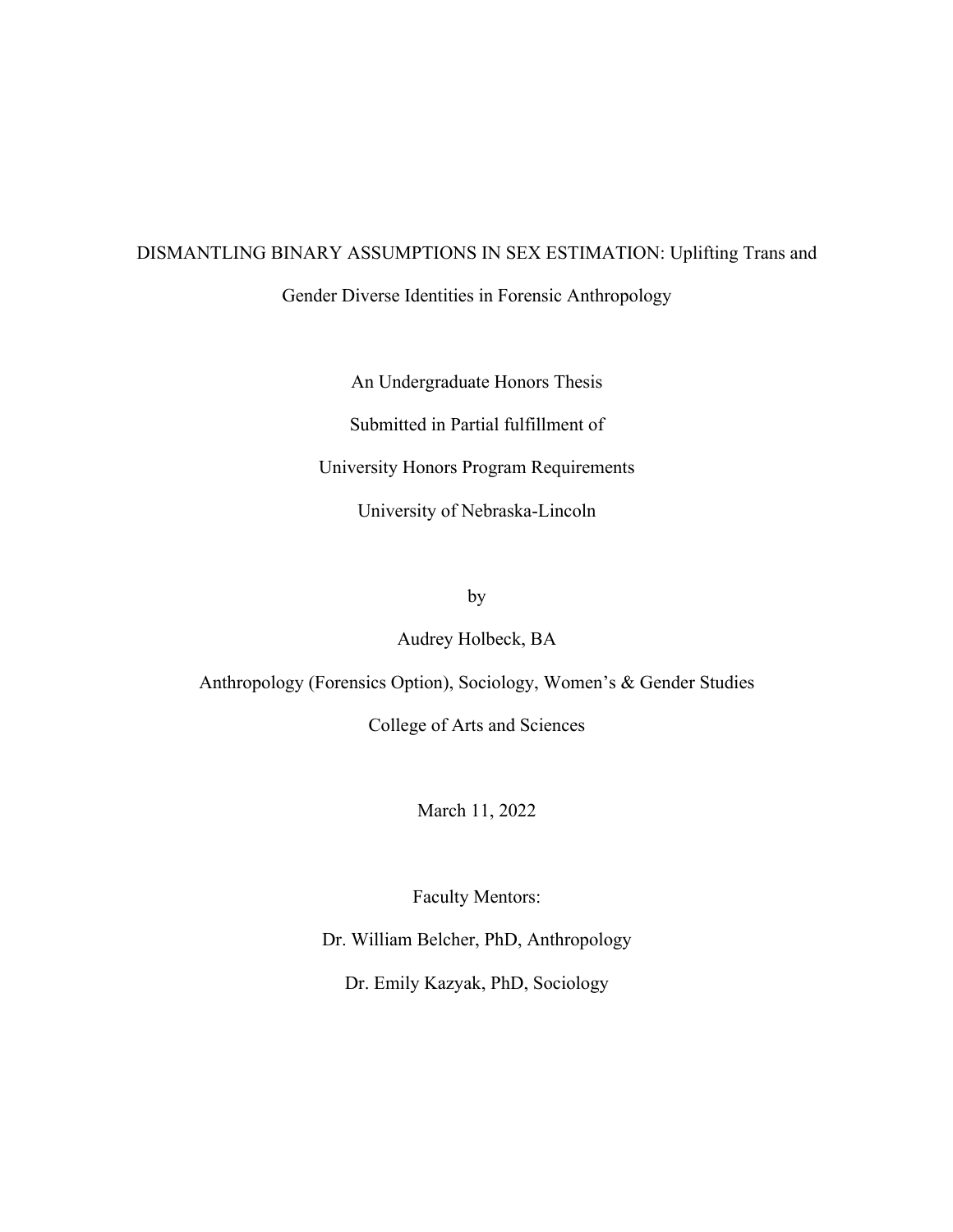DISMANTLING BINARY ASSUMPTIONS IN SEX ESTIMATION: Uplifting Trans and Gender Diverse Identities in Forensic Anthropology

An Undergraduate Honors Thesis

Submitted in Partial fulfillment of

University Honors Program Requirements

University of Nebraska-Lincoln

by

Audrey Holbeck, BA

Anthropology (Forensics Option), Sociology, Women's & Gender Studies

College of Arts and Sciences

March 11, 2022

Faculty Mentors:

Dr. William Belcher, PhD, Anthropology

Dr. Emily Kazyak, PhD, Sociology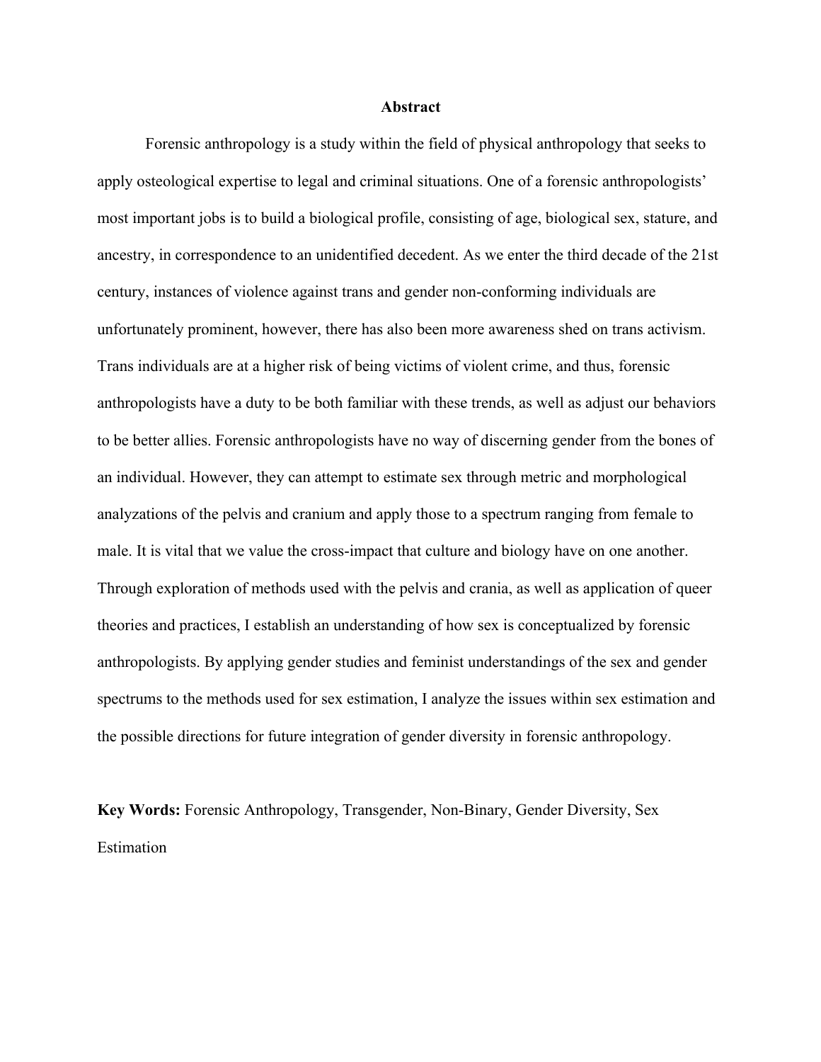# Abstract

Forensic anthropology is a study within the field of physical anthropology that seeks to apply osteological expertise to legal and criminal situations. One of a forensic anthropologists' most important jobs is to build a biological profile, consisting of age, biological sex, stature, and ancestry, in correspondence to an unidentified decedent. As we enter the third decade of the 21st century, instances of violence against trans and gender non-conforming individuals are unfortunately prominent, however, there has also been more awareness shed on trans activism. Trans individuals are at a higher risk of being victims of violent crime, and thus, forensic anthropologists have a duty to be both familiar with these trends, as well as adjust our behaviors to be better allies. Forensic anthropologists have no way of discerning gender from the bones of an individual. However, they can attempt to estimate sex through metric and morphological analyzations of the pelvis and cranium and apply those to a spectrum ranging from female to male. It is vital that we value the cross-impact that culture and biology have on one another. Through exploration of methods used with the pelvis and crania, as well as application of queer theories and practices, I establish an understanding of how sex is conceptualized by forensic anthropologists. By applying gender studies and feminist understandings of the sex and gender spectrums to the methods used for sex estimation, I analyze the issues within sex estimation and the possible directions for future integration of gender diversity in forensic anthropology.

**Key Words:** Forensic Anthropology, Transgender, Non-Binary, Gender Diversity, Sex Estimation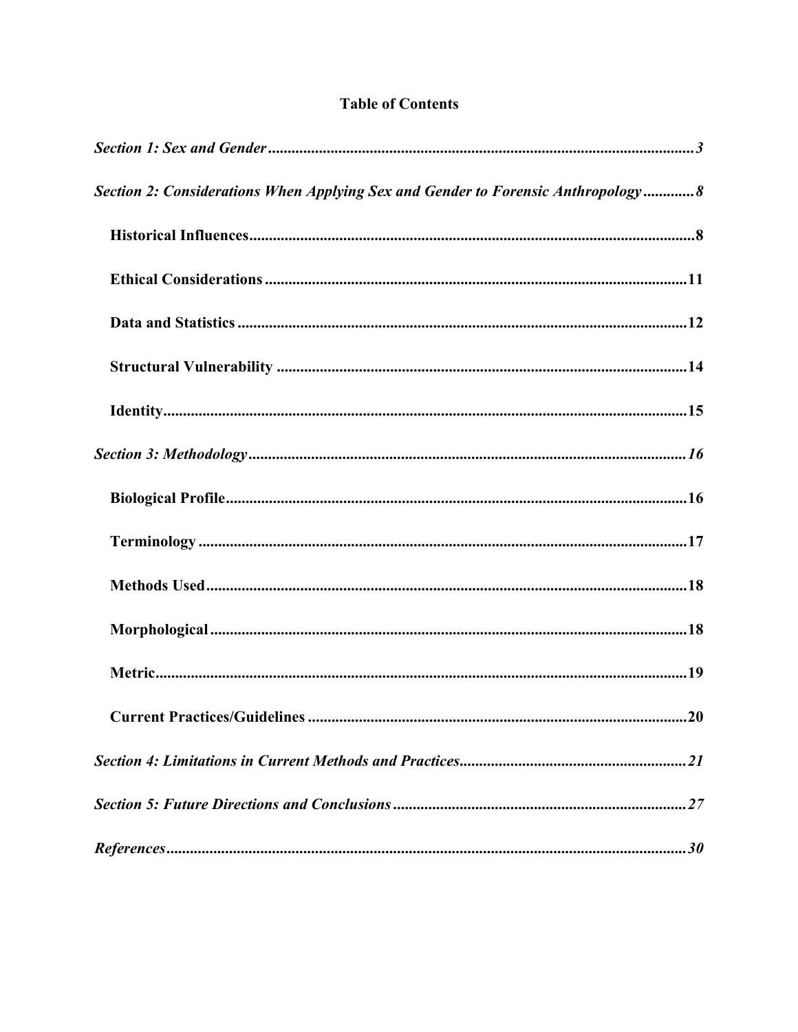**Table of Contents**

*Section 1: Sex and Gender* ............................................................ *3*

*Section 2: Considerations When Applying Sex and Gender to Forensic Anthropology* ............ *8*

- **Historical Influences** ............................................................ **8**
- **Ethical Considerations** ............................................................ **11**
- **Data and Statistics** ............................................................ **12**
- **Structural Vulnerability** ............................................................ **14**
- **Identity** ............................................................ **15**

*Section 3: Methodology* ............................................................ *16*

- **Biological Profile** ............................................................ **16**
- **Terminology** ............................................................ **17**
- **Methods Used** ............................................................ **18**
- **Morphological** ............................................................ **18**
- **Metric** ............................................................ **19**
- **Current Practices/Guidelines** ............................................................ **20**

*Section 4: Limitations in Current Methods and Practices* ............................................................ *21*

*Section 5: Future Directions and Conclusions* ............................................................ *27*

*References* ............................................................ *30*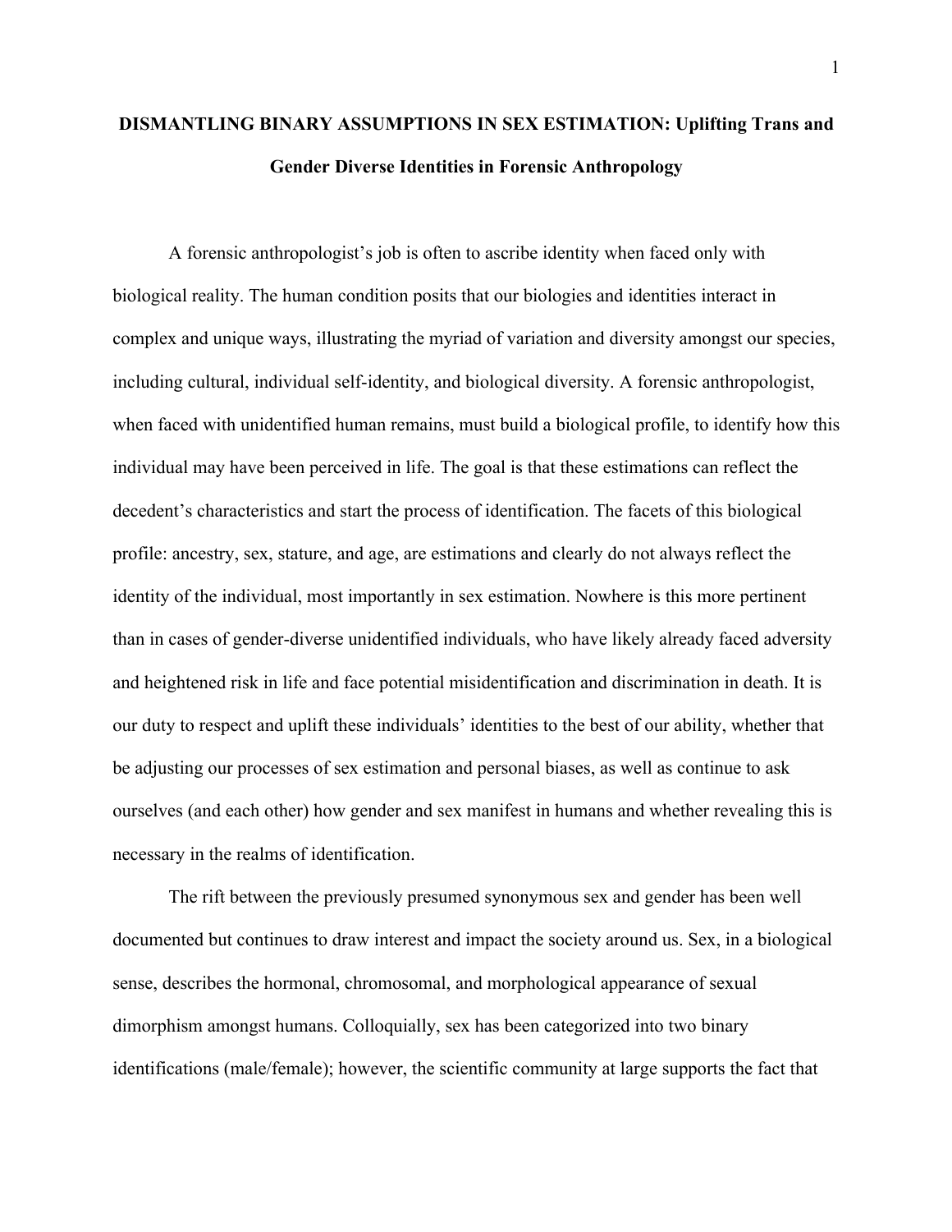**DISMANTLING BINARY ASSUMPTIONS IN SEX ESTIMATION: Uplifting Trans and Gender Diverse Identities in Forensic Anthropology**

A forensic anthropologist's job is often to ascribe identity when faced only with biological reality. The human condition posits that our biologies and identities interact in complex and unique ways, illustrating the myriad of variation and diversity amongst our species, including cultural, individual self-identity, and biological diversity. A forensic anthropologist, when faced with unidentified human remains, must build a biological profile, to identify how this individual may have been perceived in life. The goal is that these estimations can reflect the decedent's characteristics and start the process of identification. The facets of this biological profile: ancestry, sex, stature, and age, are estimations and clearly do not always reflect the identity of the individual, most importantly in sex estimation. Nowhere is this more pertinent than in cases of gender-diverse unidentified individuals, who have likely already faced adversity and heightened risk in life and face potential misidentification and discrimination in death. It is our duty to respect and uplift these individuals' identities to the best of our ability, whether that be adjusting our processes of sex estimation and personal biases, as well as continue to ask ourselves (and each other) how gender and sex manifest in humans and whether revealing this is necessary in the realms of identification.

The rift between the previously presumed synonymous sex and gender has been well documented but continues to draw interest and impact the society around us. Sex, in a biological sense, describes the hormonal, chromosomal, and morphological appearance of sexual dimorphism amongst humans. Colloquially, sex has been categorized into two binary identifications (male/female); however, the scientific community at large supports the fact that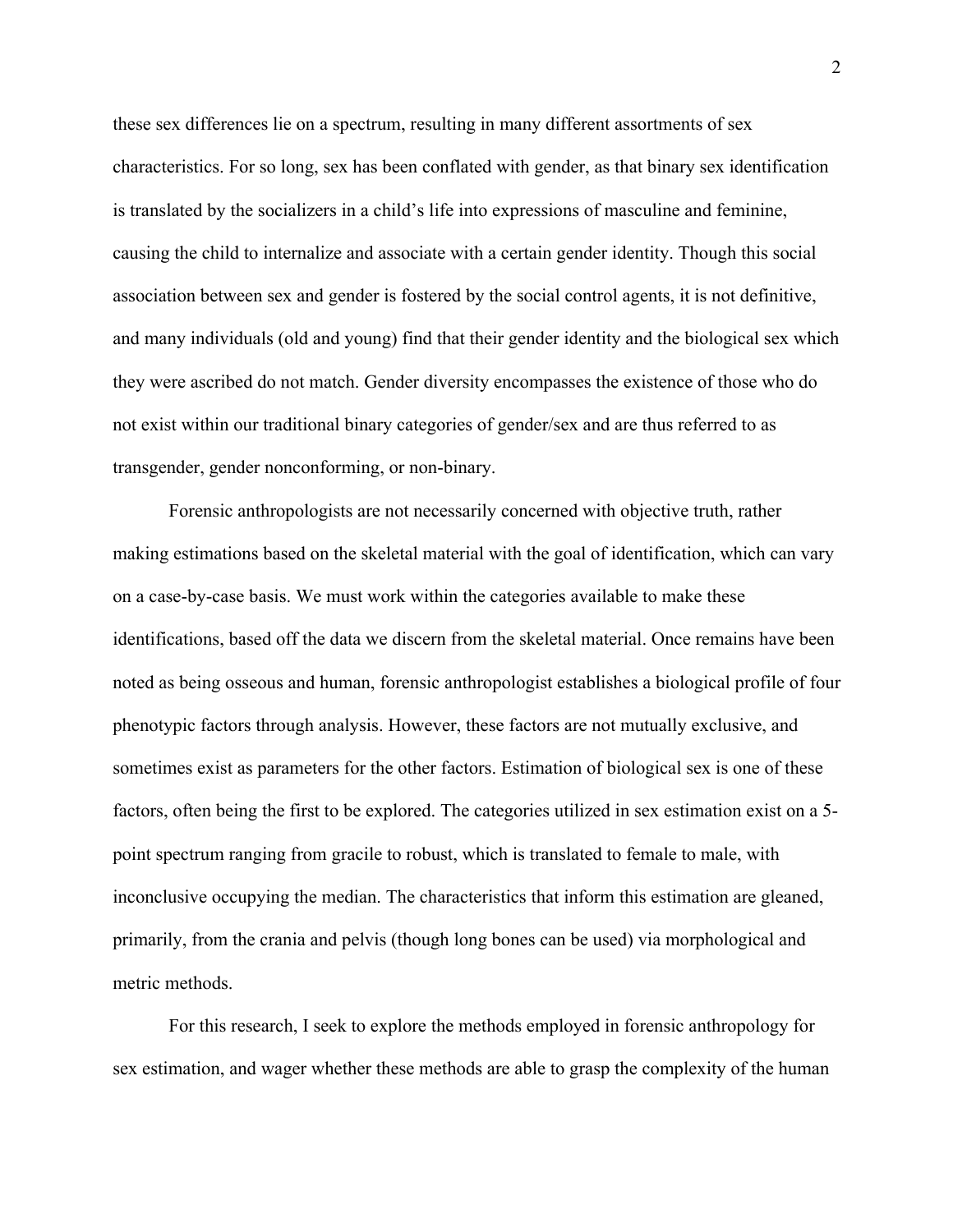these sex differences lie on a spectrum, resulting in many different assortments of sex characteristics. For so long, sex has been conflated with gender, as that binary sex identification is translated by the socializers in a child's life into expressions of masculine and feminine, causing the child to internalize and associate with a certain gender identity. Though this social association between sex and gender is fostered by the social control agents, it is not definitive, and many individuals (old and young) find that their gender identity and the biological sex which they were ascribed do not match. Gender diversity encompasses the existence of those who do not exist within our traditional binary categories of gender/sex and are thus referred to as transgender, gender nonconforming, or non-binary.

Forensic anthropologists are not necessarily concerned with objective truth, rather making estimations based on the skeletal material with the goal of identification, which can vary on a case-by-case basis. We must work within the categories available to make these identifications, based off the data we discern from the skeletal material. Once remains have been noted as being osseous and human, forensic anthropologist establishes a biological profile of four phenotypic factors through analysis. However, these factors are not mutually exclusive, and sometimes exist as parameters for the other factors. Estimation of biological sex is one of these factors, often being the first to be explored. The categories utilized in sex estimation exist on a 5-point spectrum ranging from gracile to robust, which is translated to female to male, with inconclusive occupying the median. The characteristics that inform this estimation are gleaned, primarily, from the crania and pelvis (though long bones can be used) via morphological and metric methods.

For this research, I seek to explore the methods employed in forensic anthropology for sex estimation, and wager whether these methods are able to grasp the complexity of the human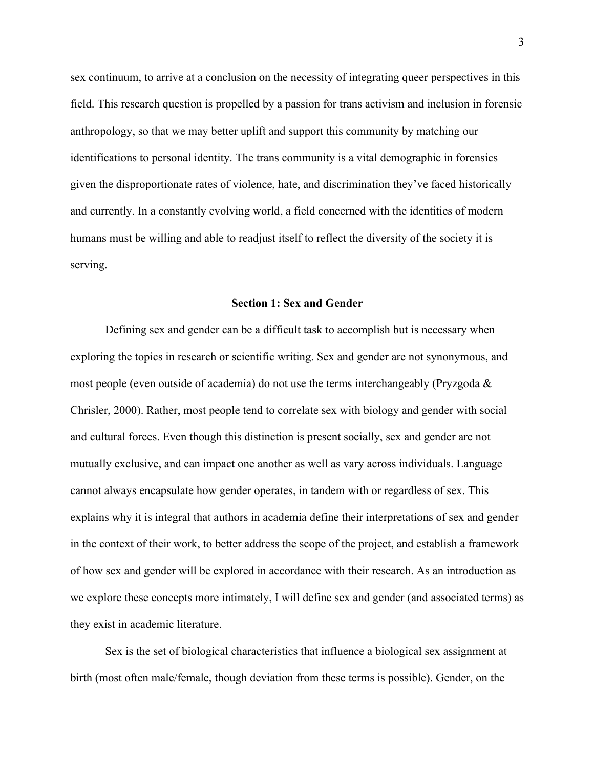sex continuum, to arrive at a conclusion on the necessity of integrating queer perspectives in this field. This research question is propelled by a passion for trans activism and inclusion in forensic anthropology, so that we may better uplift and support this community by matching our identifications to personal identity. The trans community is a vital demographic in forensics given the disproportionate rates of violence, hate, and discrimination they've faced historically and currently. In a constantly evolving world, a field concerned with the identities of modern humans must be willing and able to readjust itself to reflect the diversity of the society it is serving.

## Section 1: Sex and Gender

Defining sex and gender can be a difficult task to accomplish but is necessary when exploring the topics in research or scientific writing. Sex and gender are not synonymous, and most people (even outside of academia) do not use the terms interchangeably (Pryzgoda & Chrisler, 2000). Rather, most people tend to correlate sex with biology and gender with social and cultural forces. Even though this distinction is present socially, sex and gender are not mutually exclusive, and can impact one another as well as vary across individuals. Language cannot always encapsulate how gender operates, in tandem with or regardless of sex. This explains why it is integral that authors in academia define their interpretations of sex and gender in the context of their work, to better address the scope of the project, and establish a framework of how sex and gender will be explored in accordance with their research. As an introduction as we explore these concepts more intimately, I will define sex and gender (and associated terms) as they exist in academic literature.

Sex is the set of biological characteristics that influence a biological sex assignment at birth (most often male/female, though deviation from these terms is possible). Gender, on the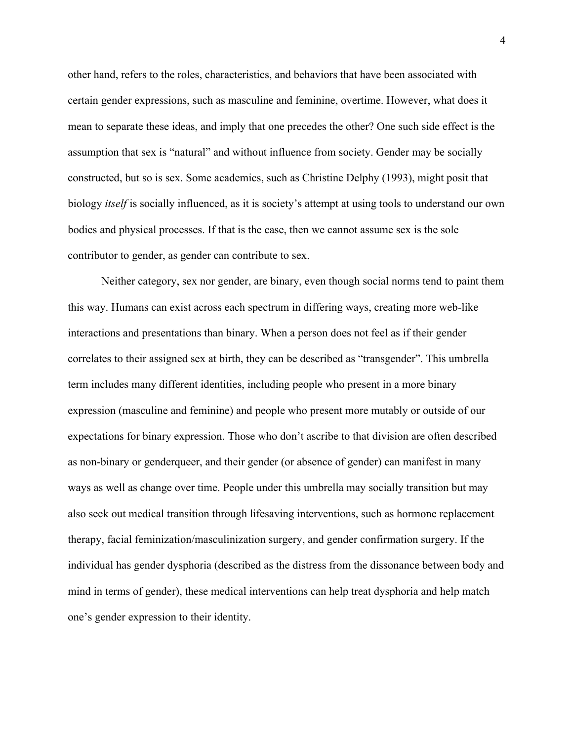other hand, refers to the roles, characteristics, and behaviors that have been associated with certain gender expressions, such as masculine and feminine, overtime. However, what does it mean to separate these ideas, and imply that one precedes the other? One such side effect is the assumption that sex is "natural" and without influence from society. Gender may be socially constructed, but so is sex. Some academics, such as Christine Delphy (1993), might posit that biology *itself* is socially influenced, as it is society's attempt at using tools to understand our own bodies and physical processes. If that is the case, then we cannot assume sex is the sole contributor to gender, as gender can contribute to sex.

Neither category, sex nor gender, are binary, even though social norms tend to paint them this way. Humans can exist across each spectrum in differing ways, creating more web-like interactions and presentations than binary. When a person does not feel as if their gender correlates to their assigned sex at birth, they can be described as "transgender". This umbrella term includes many different identities, including people who present in a more binary expression (masculine and feminine) and people who present more mutably or outside of our expectations for binary expression. Those who don't ascribe to that division are often described as non-binary or genderqueer, and their gender (or absence of gender) can manifest in many ways as well as change over time. People under this umbrella may socially transition but may also seek out medical transition through lifesaving interventions, such as hormone replacement therapy, facial feminization/masculinization surgery, and gender confirmation surgery. If the individual has gender dysphoria (described as the distress from the dissonance between body and mind in terms of gender), these medical interventions can help treat dysphoria and help match one's gender expression to their identity.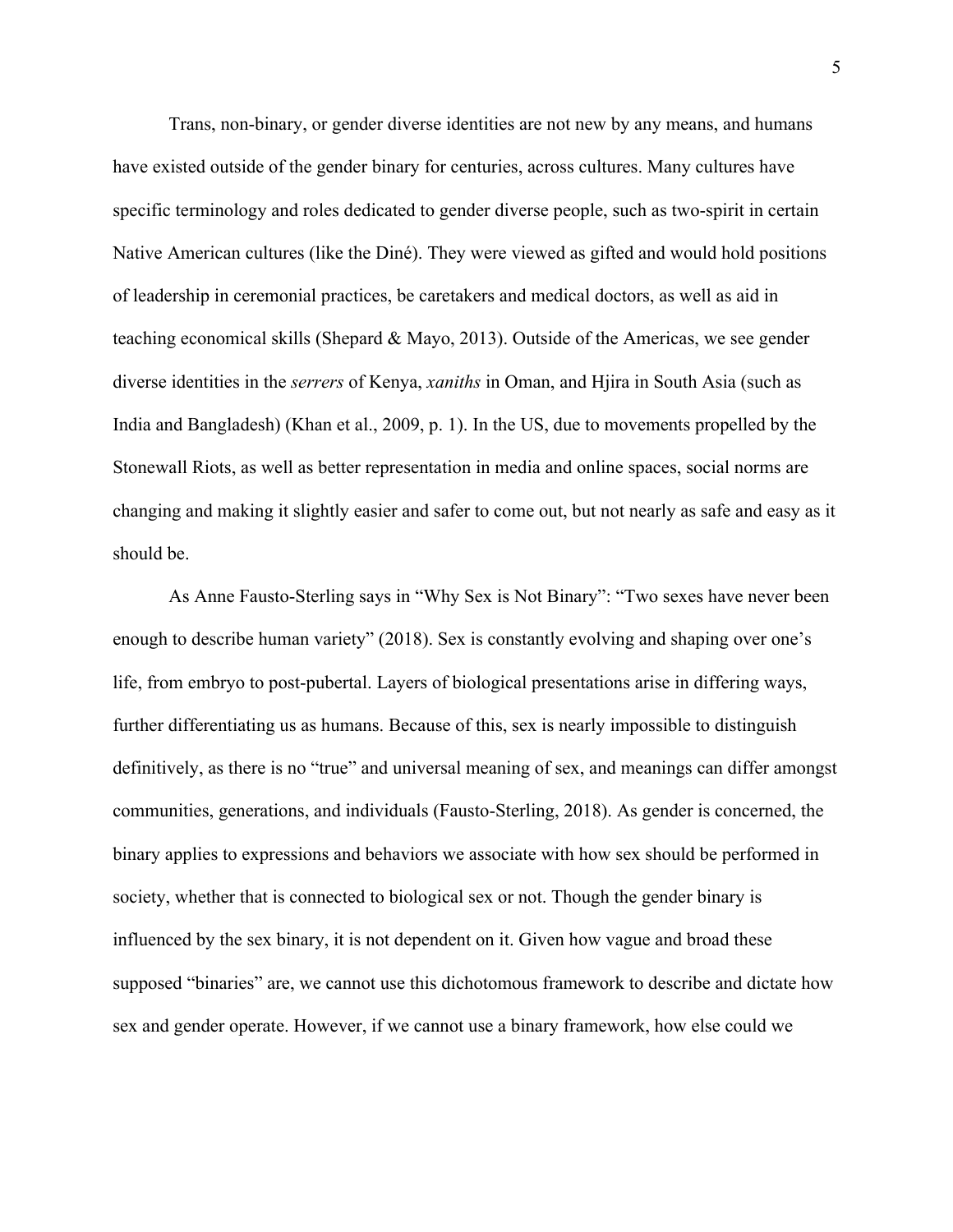Trans, non-binary, or gender diverse identities are not new by any means, and humans have existed outside of the gender binary for centuries, across cultures. Many cultures have specific terminology and roles dedicated to gender diverse people, such as two-spirit in certain Native American cultures (like the Diné). They were viewed as gifted and would hold positions of leadership in ceremonial practices, be caretakers and medical doctors, as well as aid in teaching economical skills (Shepard & Mayo, 2013). Outside of the Americas, we see gender diverse identities in the *serrers* of Kenya, *xaniths* in Oman, and Hjira in South Asia (such as India and Bangladesh) (Khan et al., 2009, p. 1). In the US, due to movements propelled by the Stonewall Riots, as well as better representation in media and online spaces, social norms are changing and making it slightly easier and safer to come out, but not nearly as safe and easy as it should be.

As Anne Fausto-Sterling says in "Why Sex is Not Binary": "Two sexes have never been enough to describe human variety" (2018). Sex is constantly evolving and shaping over one's life, from embryo to post-pubertal. Layers of biological presentations arise in differing ways, further differentiating us as humans. Because of this, sex is nearly impossible to distinguish definitively, as there is no "true" and universal meaning of sex, and meanings can differ amongst communities, generations, and individuals (Fausto-Sterling, 2018). As gender is concerned, the binary applies to expressions and behaviors we associate with how sex should be performed in society, whether that is connected to biological sex or not. Though the gender binary is influenced by the sex binary, it is not dependent on it. Given how vague and broad these supposed "binaries" are, we cannot use this dichotomous framework to describe and dictate how sex and gender operate. However, if we cannot use a binary framework, how else could we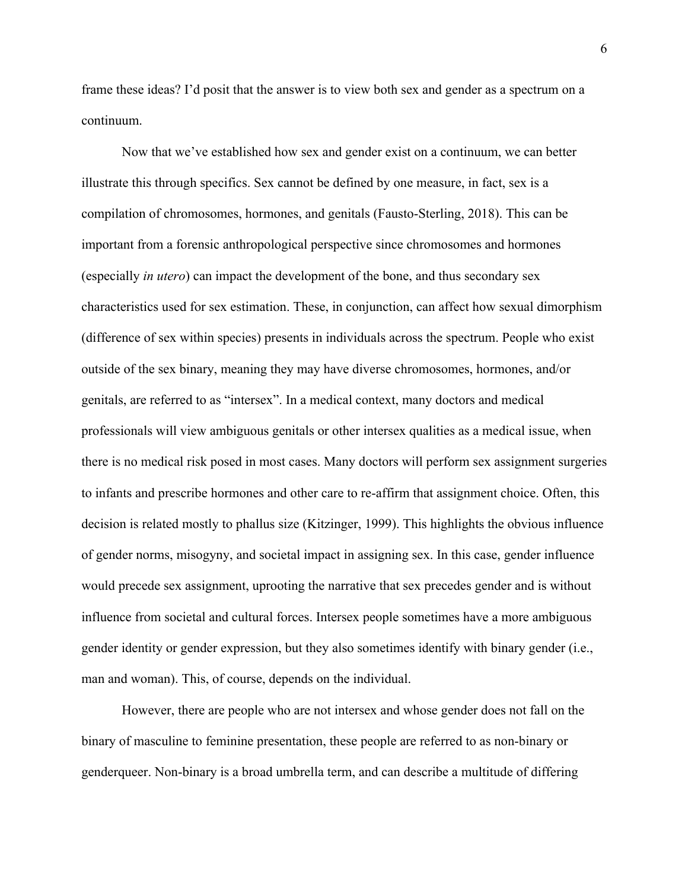frame these ideas? I'd posit that the answer is to view both sex and gender as a spectrum on a continuum.

Now that we've established how sex and gender exist on a continuum, we can better illustrate this through specifics. Sex cannot be defined by one measure, in fact, sex is a compilation of chromosomes, hormones, and genitals (Fausto-Sterling, 2018). This can be important from a forensic anthropological perspective since chromosomes and hormones (especially *in utero*) can impact the development of the bone, and thus secondary sex characteristics used for sex estimation. These, in conjunction, can affect how sexual dimorphism (difference of sex within species) presents in individuals across the spectrum. People who exist outside of the sex binary, meaning they may have diverse chromosomes, hormones, and/or genitals, are referred to as "intersex". In a medical context, many doctors and medical professionals will view ambiguous genitals or other intersex qualities as a medical issue, when there is no medical risk posed in most cases. Many doctors will perform sex assignment surgeries to infants and prescribe hormones and other care to re-affirm that assignment choice. Often, this decision is related mostly to phallus size (Kitzinger, 1999). This highlights the obvious influence of gender norms, misogyny, and societal impact in assigning sex. In this case, gender influence would precede sex assignment, uprooting the narrative that sex precedes gender and is without influence from societal and cultural forces. Intersex people sometimes have a more ambiguous gender identity or gender expression, but they also sometimes identify with binary gender (i.e., man and woman). This, of course, depends on the individual.

However, there are people who are not intersex and whose gender does not fall on the binary of masculine to feminine presentation, these people are referred to as non-binary or genderqueer. Non-binary is a broad umbrella term, and can describe a multitude of differing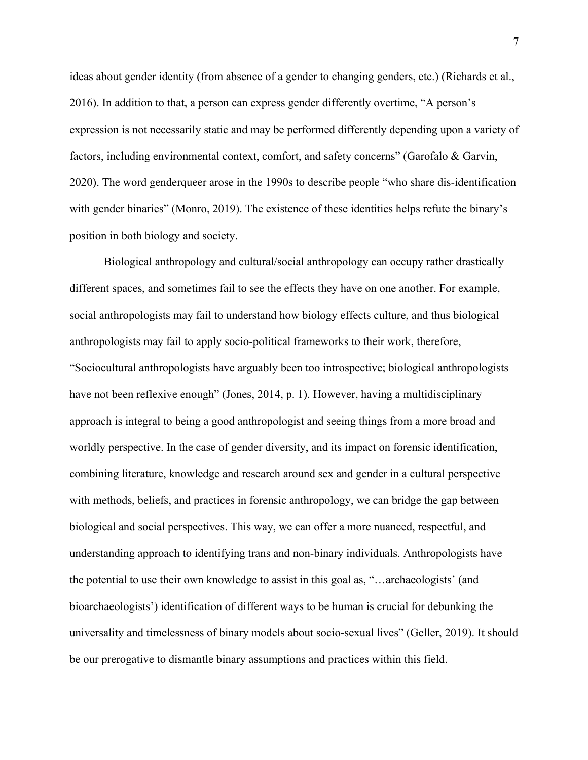ideas about gender identity (from absence of a gender to changing genders, etc.) (Richards et al., 2016). In addition to that, a person can express gender differently overtime, “A person’s expression is not necessarily static and may be performed differently depending upon a variety of factors, including environmental context, comfort, and safety concerns” (Garofalo & Garvin, 2020). The word genderqueer arose in the 1990s to describe people “who share dis-identification with gender binaries” (Monro, 2019). The existence of these identities helps refute the binary’s position in both biology and society.

Biological anthropology and cultural/social anthropology can occupy rather drastically different spaces, and sometimes fail to see the effects they have on one another. For example, social anthropologists may fail to understand how biology effects culture, and thus biological anthropologists may fail to apply socio-political frameworks to their work, therefore, “Sociocultural anthropologists have arguably been too introspective; biological anthropologists have not been reflexive enough” (Jones, 2014, p. 1). However, having a multidisciplinary approach is integral to being a good anthropologist and seeing things from a more broad and worldly perspective. In the case of gender diversity, and its impact on forensic identification, combining literature, knowledge and research around sex and gender in a cultural perspective with methods, beliefs, and practices in forensic anthropology, we can bridge the gap between biological and social perspectives. This way, we can offer a more nuanced, respectful, and understanding approach to identifying trans and non-binary individuals. Anthropologists have the potential to use their own knowledge to assist in this goal as, “…archaeologists’ (and bioarchaeologists’) identification of different ways to be human is crucial for debunking the universality and timelessness of binary models about socio-sexual lives” (Geller, 2019). It should be our prerogative to dismantle binary assumptions and practices within this field.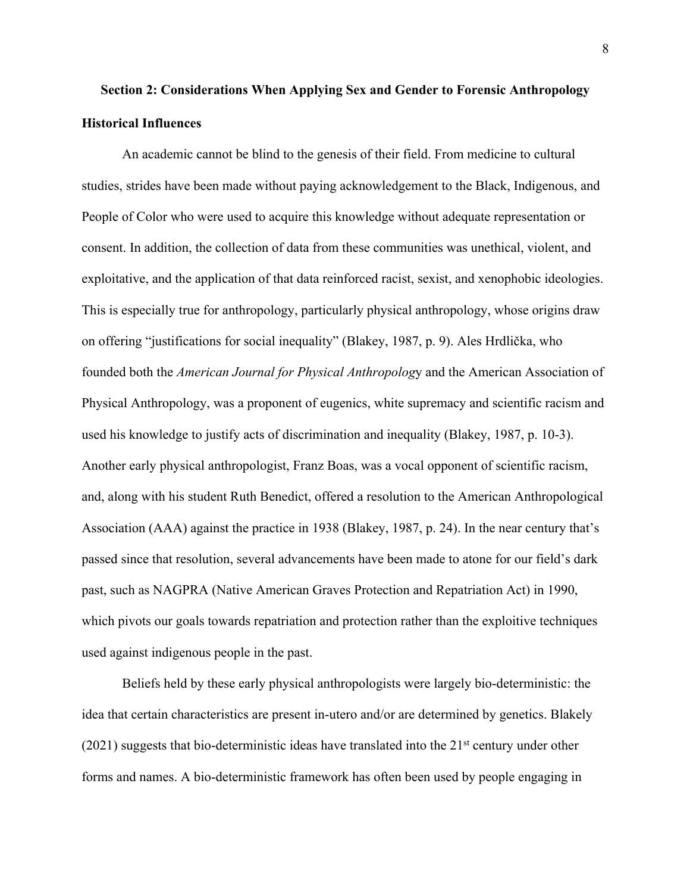## Section 2: Considerations When Applying Sex and Gender to Forensic Anthropology

### Historical Influences

An academic cannot be blind to the genesis of their field. From medicine to cultural studies, strides have been made without paying acknowledgement to the Black, Indigenous, and People of Color who were used to acquire this knowledge without adequate representation or consent. In addition, the collection of data from these communities was unethical, violent, and exploitative, and the application of that data reinforced racist, sexist, and xenophobic ideologies. This is especially true for anthropology, particularly physical anthropology, whose origins draw on offering "justifications for social inequality" (Blakey, 1987, p. 9). Ales Hrdlička, who founded both the *American Journal for Physical Anthropology* and the American Association of Physical Anthropology, was a proponent of eugenics, white supremacy and scientific racism and used his knowledge to justify acts of discrimination and inequality (Blakey, 1987, p. 10-3). Another early physical anthropologist, Franz Boas, was a vocal opponent of scientific racism, and, along with his student Ruth Benedict, offered a resolution to the American Anthropological Association (AAA) against the practice in 1938 (Blakey, 1987, p. 24). In the near century that's passed since that resolution, several advancements have been made to atone for our field's dark past, such as NAGPRA (Native American Graves Protection and Repatriation Act) in 1990, which pivots our goals towards repatriation and protection rather than the exploitive techniques used against indigenous people in the past.

Beliefs held by these early physical anthropologists were largely bio-deterministic: the idea that certain characteristics are present in-utero and/or are determined by genetics. Blakely (2021) suggests that bio-deterministic ideas have translated into the 21st century under other forms and names. A bio-deterministic framework has often been used by people engaging in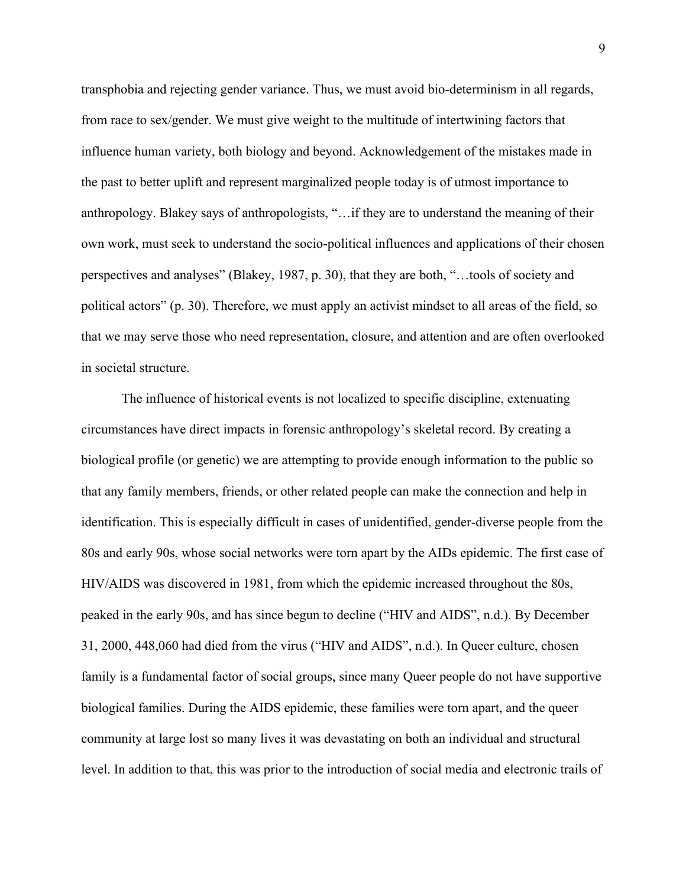transphobia and rejecting gender variance. Thus, we must avoid bio-determinism in all regards, from race to sex/gender. We must give weight to the multitude of intertwining factors that influence human variety, both biology and beyond. Acknowledgement of the mistakes made in the past to better uplift and represent marginalized people today is of utmost importance to anthropology. Blakey says of anthropologists, "…if they are to understand the meaning of their own work, must seek to understand the socio-political influences and applications of their chosen perspectives and analyses" (Blakey, 1987, p. 30), that they are both, "…tools of society and political actors" (p. 30). Therefore, we must apply an activist mindset to all areas of the field, so that we may serve those who need representation, closure, and attention and are often overlooked in societal structure.

The influence of historical events is not localized to specific discipline, extenuating circumstances have direct impacts in forensic anthropology's skeletal record. By creating a biological profile (or genetic) we are attempting to provide enough information to the public so that any family members, friends, or other related people can make the connection and help in identification. This is especially difficult in cases of unidentified, gender-diverse people from the 80s and early 90s, whose social networks were torn apart by the AIDs epidemic. The first case of HIV/AIDS was discovered in 1981, from which the epidemic increased throughout the 80s, peaked in the early 90s, and has since begun to decline ("HIV and AIDS", n.d.). By December 31, 2000, 448,060 had died from the virus ("HIV and AIDS", n.d.). In Queer culture, chosen family is a fundamental factor of social groups, since many Queer people do not have supportive biological families. During the AIDS epidemic, these families were torn apart, and the queer community at large lost so many lives it was devastating on both an individual and structural level. In addition to that, this was prior to the introduction of social media and electronic trails of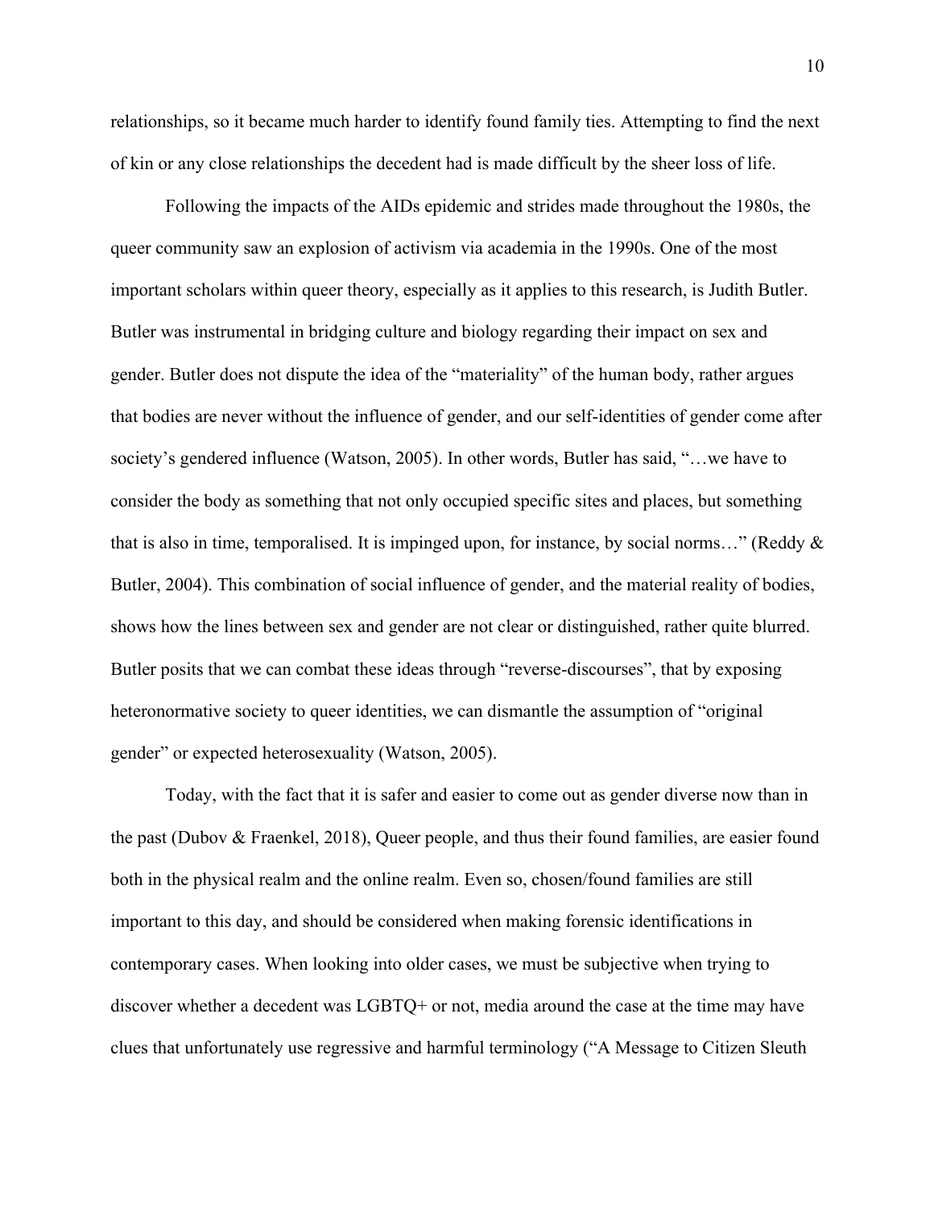relationships, so it became much harder to identify found family ties. Attempting to find the next of kin or any close relationships the decedent had is made difficult by the sheer loss of life.

Following the impacts of the AIDs epidemic and strides made throughout the 1980s, the queer community saw an explosion of activism via academia in the 1990s. One of the most important scholars within queer theory, especially as it applies to this research, is Judith Butler. Butler was instrumental in bridging culture and biology regarding their impact on sex and gender. Butler does not dispute the idea of the "materiality" of the human body, rather argues that bodies are never without the influence of gender, and our self-identities of gender come after society's gendered influence (Watson, 2005). In other words, Butler has said, "…we have to consider the body as something that not only occupied specific sites and places, but something that is also in time, temporalised. It is impinged upon, for instance, by social norms…" (Reddy & Butler, 2004). This combination of social influence of gender, and the material reality of bodies, shows how the lines between sex and gender are not clear or distinguished, rather quite blurred. Butler posits that we can combat these ideas through "reverse-discourses", that by exposing heteronormative society to queer identities, we can dismantle the assumption of "original gender" or expected heterosexuality (Watson, 2005).

Today, with the fact that it is safer and easier to come out as gender diverse now than in the past (Dubov & Fraenkel, 2018), Queer people, and thus their found families, are easier found both in the physical realm and the online realm. Even so, chosen/found families are still important to this day, and should be considered when making forensic identifications in contemporary cases. When looking into older cases, we must be subjective when trying to discover whether a decedent was LGBTQ+ or not, media around the case at the time may have clues that unfortunately use regressive and harmful terminology ("A Message to Citizen Sleuth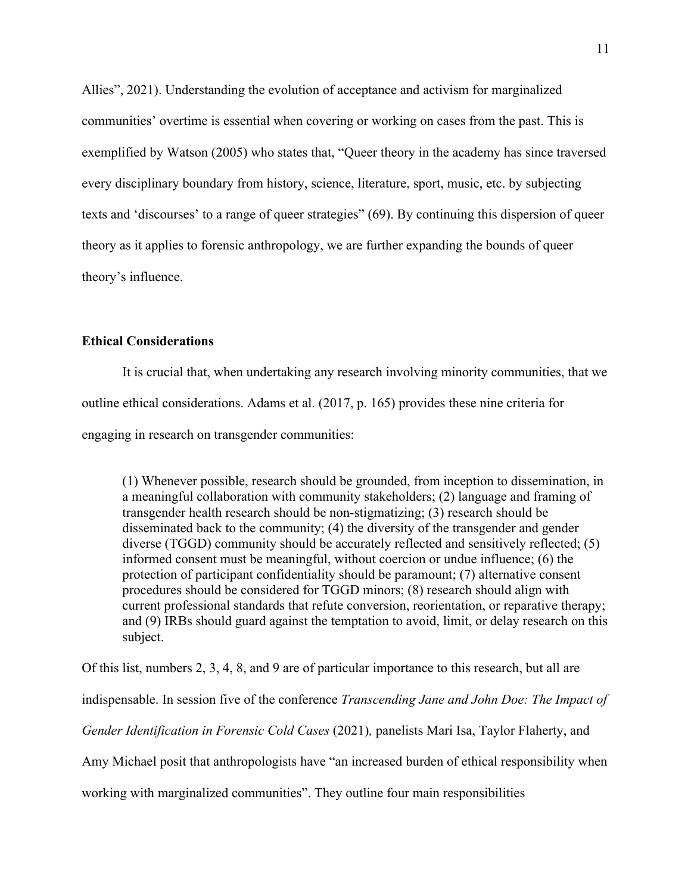Allies", 2021). Understanding the evolution of acceptance and activism for marginalized communities' overtime is essential when covering or working on cases from the past. This is exemplified by Watson (2005) who states that, "Queer theory in the academy has since traversed every disciplinary boundary from history, science, literature, sport, music, etc. by subjecting texts and 'discourses' to a range of queer strategies" (69). By continuing this dispersion of queer theory as it applies to forensic anthropology, we are further expanding the bounds of queer theory's influence.

### Ethical Considerations

It is crucial that, when undertaking any research involving minority communities, that we outline ethical considerations. Adams et al. (2017, p. 165) provides these nine criteria for engaging in research on transgender communities:

> (1) Whenever possible, research should be grounded, from inception to dissemination, in a meaningful collaboration with community stakeholders; (2) language and framing of transgender health research should be non-stigmatizing; (3) research should be disseminated back to the community; (4) the diversity of the transgender and gender diverse (TGGD) community should be accurately reflected and sensitively reflected; (5) informed consent must be meaningful, without coercion or undue influence; (6) the protection of participant confidentiality should be paramount; (7) alternative consent procedures should be considered for TGGD minors; (8) research should align with current professional standards that refute conversion, reorientation, or reparative therapy; and (9) IRBs should guard against the temptation to avoid, limit, or delay research on this subject.

Of this list, numbers 2, 3, 4, 8, and 9 are of particular importance to this research, but all are indispensable. In session five of the conference *Transcending Jane and John Doe: The Impact of Gender Identification in Forensic Cold Cases* (2021)*,* panelists Mari Isa, Taylor Flaherty, and Amy Michael posit that anthropologists have "an increased burden of ethical responsibility when working with marginalized communities". They outline four main responsibilities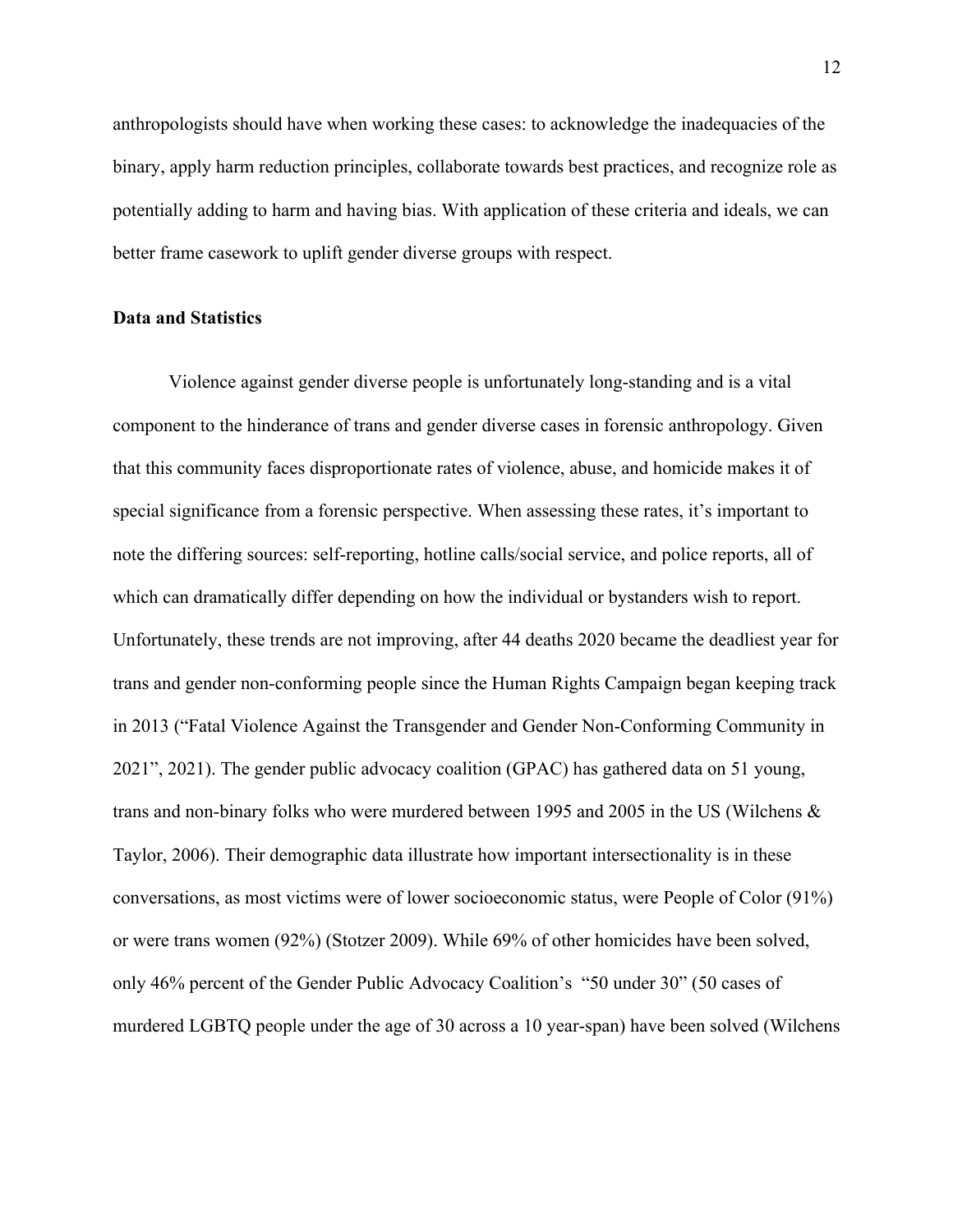anthropologists should have when working these cases: to acknowledge the inadequacies of the binary, apply harm reduction principles, collaborate towards best practices, and recognize role as potentially adding to harm and having bias. With application of these criteria and ideals, we can better frame casework to uplift gender diverse groups with respect.

**Data and Statistics**

Violence against gender diverse people is unfortunately long-standing and is a vital component to the hinderance of trans and gender diverse cases in forensic anthropology. Given that this community faces disproportionate rates of violence, abuse, and homicide makes it of special significance from a forensic perspective. When assessing these rates, it's important to note the differing sources: self-reporting, hotline calls/social service, and police reports, all of which can dramatically differ depending on how the individual or bystanders wish to report. Unfortunately, these trends are not improving, after 44 deaths 2020 became the deadliest year for trans and gender non-conforming people since the Human Rights Campaign began keeping track in 2013 ("Fatal Violence Against the Transgender and Gender Non-Conforming Community in 2021", 2021). The gender public advocacy coalition (GPAC) has gathered data on 51 young, trans and non-binary folks who were murdered between 1995 and 2005 in the US (Wilchens & Taylor, 2006). Their demographic data illustrate how important intersectionality is in these conversations, as most victims were of lower socioeconomic status, were People of Color (91%) or were trans women (92%) (Stotzer 2009). While 69% of other homicides have been solved, only 46% percent of the Gender Public Advocacy Coalition's "50 under 30" (50 cases of murdered LGBTQ people under the age of 30 across a 10 year-span) have been solved (Wilchens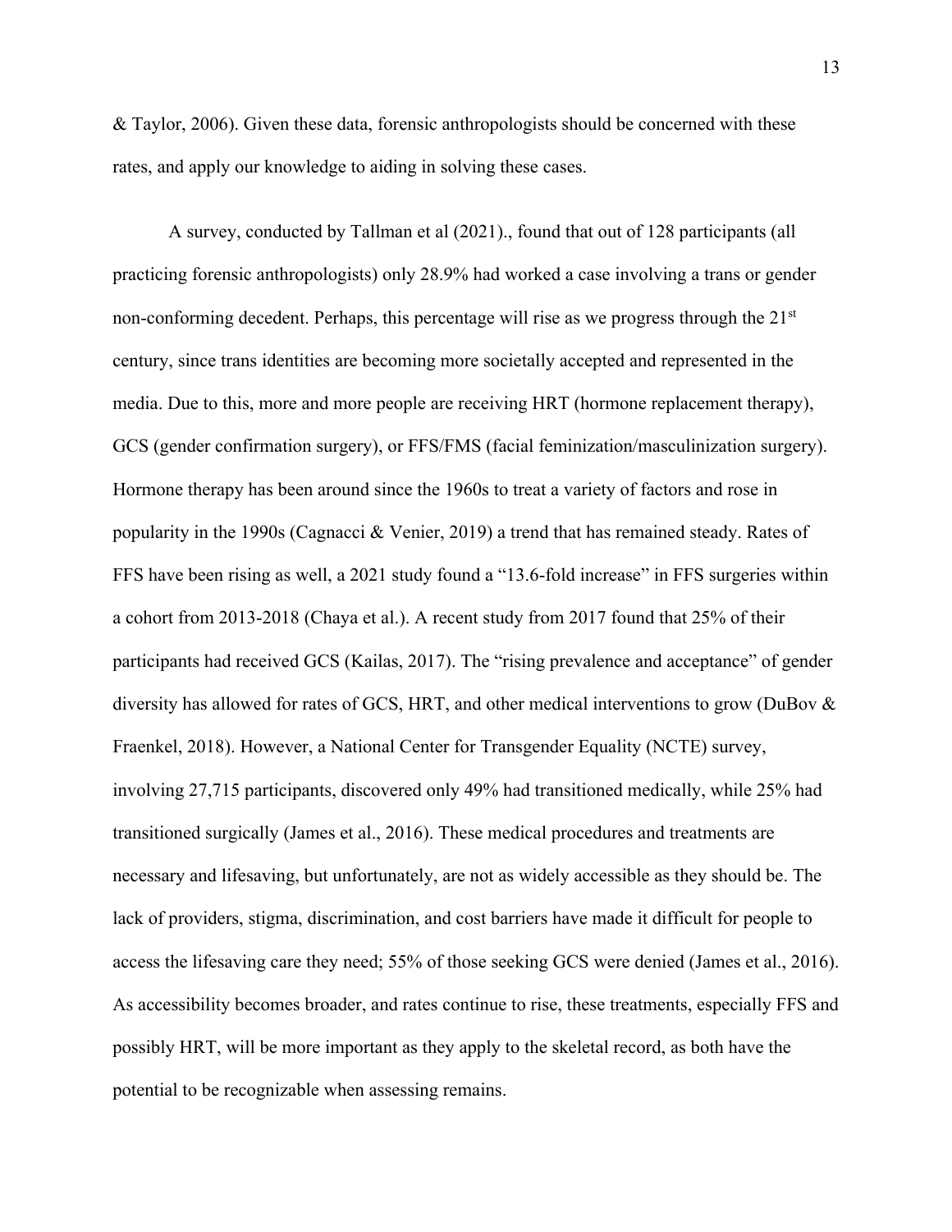& Taylor, 2006). Given these data, forensic anthropologists should be concerned with these rates, and apply our knowledge to aiding in solving these cases.

A survey, conducted by Tallman et al (2021)., found that out of 128 participants (all practicing forensic anthropologists) only 28.9% had worked a case involving a trans or gender non-conforming decedent. Perhaps, this percentage will rise as we progress through the 21st century, since trans identities are becoming more societally accepted and represented in the media. Due to this, more and more people are receiving HRT (hormone replacement therapy), GCS (gender confirmation surgery), or FFS/FMS (facial feminization/masculinization surgery). Hormone therapy has been around since the 1960s to treat a variety of factors and rose in popularity in the 1990s (Cagnacci & Venier, 2019) a trend that has remained steady. Rates of FFS have been rising as well, a 2021 study found a "13.6-fold increase" in FFS surgeries within a cohort from 2013-2018 (Chaya et al.). A recent study from 2017 found that 25% of their participants had received GCS (Kailas, 2017). The "rising prevalence and acceptance" of gender diversity has allowed for rates of GCS, HRT, and other medical interventions to grow (DuBov & Fraenkel, 2018). However, a National Center for Transgender Equality (NCTE) survey, involving 27,715 participants, discovered only 49% had transitioned medically, while 25% had transitioned surgically (James et al., 2016). These medical procedures and treatments are necessary and lifesaving, but unfortunately, are not as widely accessible as they should be. The lack of providers, stigma, discrimination, and cost barriers have made it difficult for people to access the lifesaving care they need; 55% of those seeking GCS were denied (James et al., 2016). As accessibility becomes broader, and rates continue to rise, these treatments, especially FFS and possibly HRT, will be more important as they apply to the skeletal record, as both have the potential to be recognizable when assessing remains.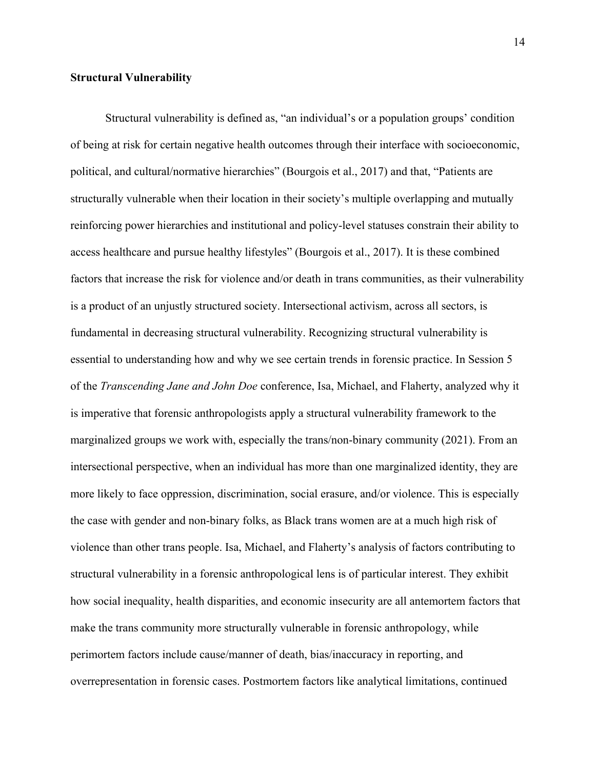**Structural Vulnerability**

Structural vulnerability is defined as, "an individual's or a population groups' condition of being at risk for certain negative health outcomes through their interface with socioeconomic, political, and cultural/normative hierarchies" (Bourgois et al., 2017) and that, "Patients are structurally vulnerable when their location in their society's multiple overlapping and mutually reinforcing power hierarchies and institutional and policy-level statuses constrain their ability to access healthcare and pursue healthy lifestyles" (Bourgois et al., 2017). It is these combined factors that increase the risk for violence and/or death in trans communities, as their vulnerability is a product of an unjustly structured society. Intersectional activism, across all sectors, is fundamental in decreasing structural vulnerability. Recognizing structural vulnerability is essential to understanding how and why we see certain trends in forensic practice. In Session 5 of the *Transcending Jane and John Doe* conference, Isa, Michael, and Flaherty, analyzed why it is imperative that forensic anthropologists apply a structural vulnerability framework to the marginalized groups we work with, especially the trans/non-binary community (2021). From an intersectional perspective, when an individual has more than one marginalized identity, they are more likely to face oppression, discrimination, social erasure, and/or violence. This is especially the case with gender and non-binary folks, as Black trans women are at a much high risk of violence than other trans people. Isa, Michael, and Flaherty's analysis of factors contributing to structural vulnerability in a forensic anthropological lens is of particular interest. They exhibit how social inequality, health disparities, and economic insecurity are all antemortem factors that make the trans community more structurally vulnerable in forensic anthropology, while perimortem factors include cause/manner of death, bias/inaccuracy in reporting, and overrepresentation in forensic cases. Postmortem factors like analytical limitations, continued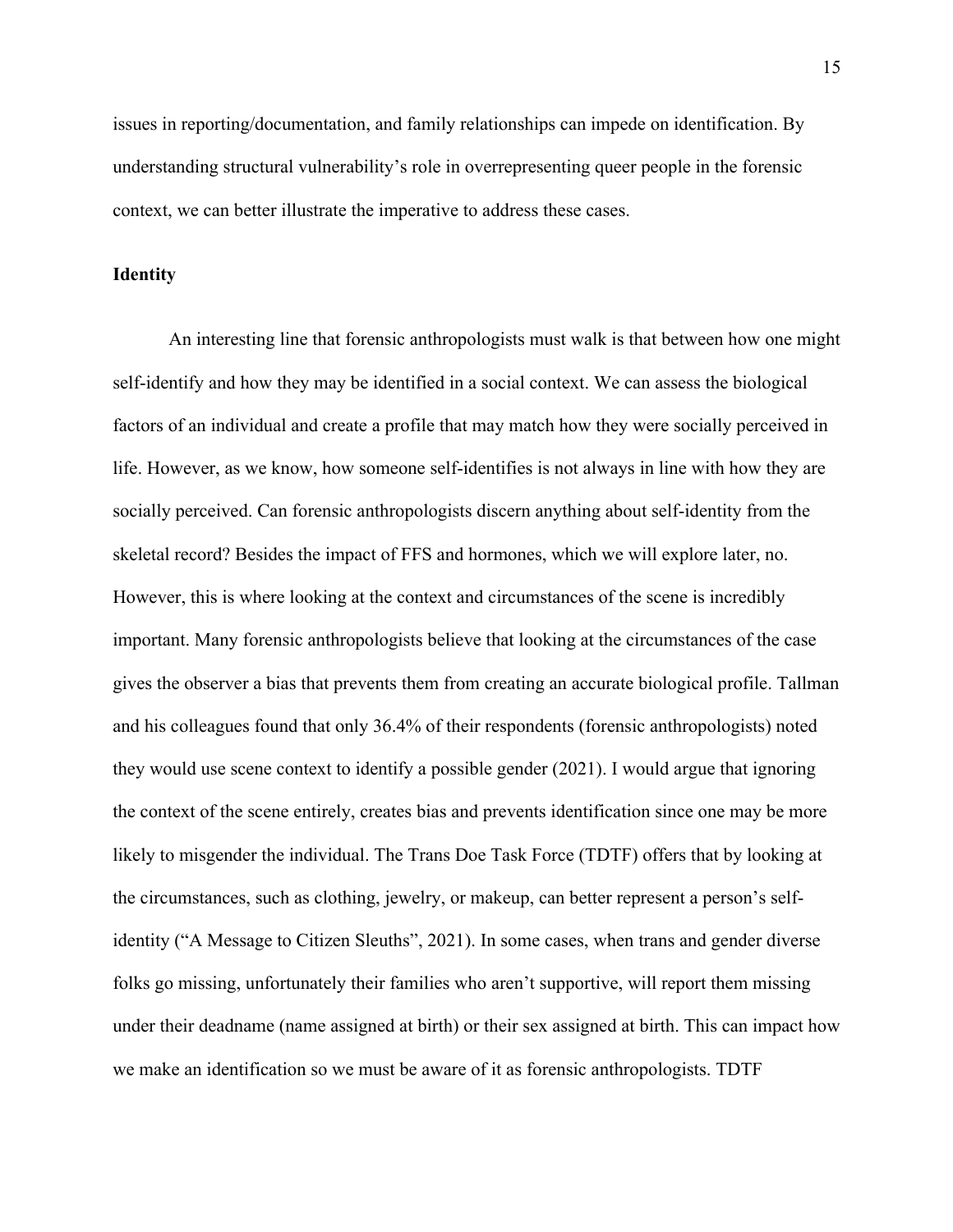issues in reporting/documentation, and family relationships can impede on identification. By understanding structural vulnerability's role in overrepresenting queer people in the forensic context, we can better illustrate the imperative to address these cases.

## Identity

An interesting line that forensic anthropologists must walk is that between how one might self-identify and how they may be identified in a social context. We can assess the biological factors of an individual and create a profile that may match how they were socially perceived in life. However, as we know, how someone self-identifies is not always in line with how they are socially perceived. Can forensic anthropologists discern anything about self-identity from the skeletal record? Besides the impact of FFS and hormones, which we will explore later, no. However, this is where looking at the context and circumstances of the scene is incredibly important. Many forensic anthropologists believe that looking at the circumstances of the case gives the observer a bias that prevents them from creating an accurate biological profile. Tallman and his colleagues found that only 36.4% of their respondents (forensic anthropologists) noted they would use scene context to identify a possible gender (2021). I would argue that ignoring the context of the scene entirely, creates bias and prevents identification since one may be more likely to misgender the individual. The Trans Doe Task Force (TDTF) offers that by looking at the circumstances, such as clothing, jewelry, or makeup, can better represent a person's self-identity ("A Message to Citizen Sleuths", 2021). In some cases, when trans and gender diverse folks go missing, unfortunately their families who aren't supportive, will report them missing under their deadname (name assigned at birth) or their sex assigned at birth. This can impact how we make an identification so we must be aware of it as forensic anthropologists. TDTF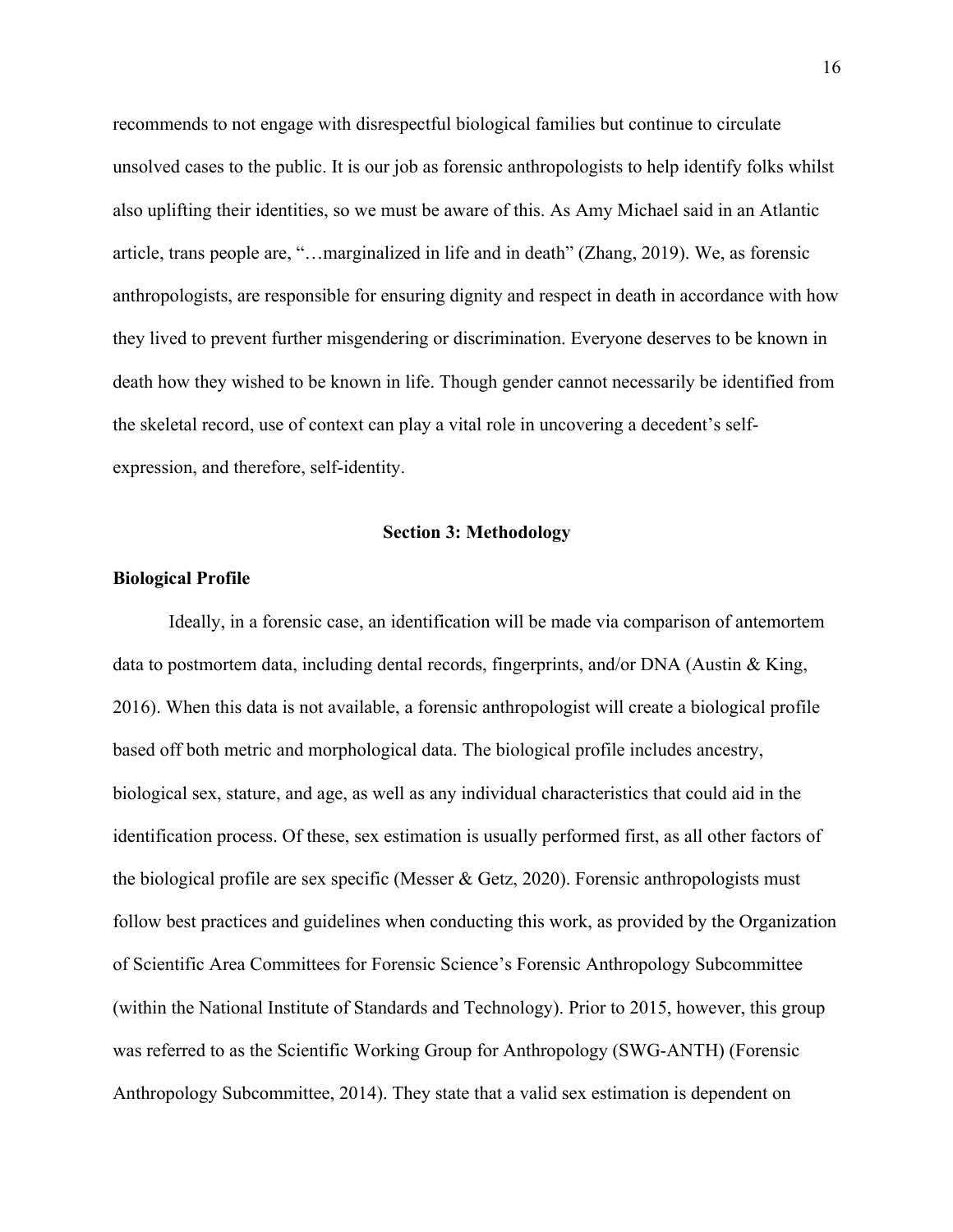recommends to not engage with disrespectful biological families but continue to circulate unsolved cases to the public. It is our job as forensic anthropologists to help identify folks whilst also uplifting their identities, so we must be aware of this. As Amy Michael said in an Atlantic article, trans people are, "…marginalized in life and in death" (Zhang, 2019). We, as forensic anthropologists, are responsible for ensuring dignity and respect in death in accordance with how they lived to prevent further misgendering or discrimination. Everyone deserves to be known in death how they wished to be known in life. Though gender cannot necessarily be identified from the skeletal record, use of context can play a vital role in uncovering a decedent's self-expression, and therefore, self-identity.

## Section 3: Methodology

### Biological Profile

Ideally, in a forensic case, an identification will be made via comparison of antemortem data to postmortem data, including dental records, fingerprints, and/or DNA (Austin & King, 2016). When this data is not available, a forensic anthropologist will create a biological profile based off both metric and morphological data. The biological profile includes ancestry, biological sex, stature, and age, as well as any individual characteristics that could aid in the identification process. Of these, sex estimation is usually performed first, as all other factors of the biological profile are sex specific (Messer & Getz, 2020). Forensic anthropologists must follow best practices and guidelines when conducting this work, as provided by the Organization of Scientific Area Committees for Forensic Science's Forensic Anthropology Subcommittee (within the National Institute of Standards and Technology). Prior to 2015, however, this group was referred to as the Scientific Working Group for Anthropology (SWG-ANTH) (Forensic Anthropology Subcommittee, 2014). They state that a valid sex estimation is dependent on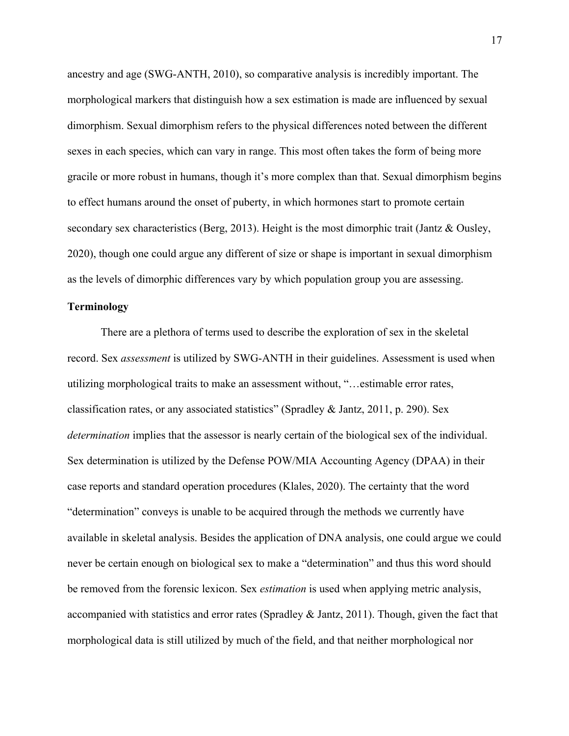ancestry and age (SWG-ANTH, 2010), so comparative analysis is incredibly important. The morphological markers that distinguish how a sex estimation is made are influenced by sexual dimorphism. Sexual dimorphism refers to the physical differences noted between the different sexes in each species, which can vary in range. This most often takes the form of being more gracile or more robust in humans, though it's more complex than that. Sexual dimorphism begins to effect humans around the onset of puberty, in which hormones start to promote certain secondary sex characteristics (Berg, 2013). Height is the most dimorphic trait (Jantz & Ousley, 2020), though one could argue any different of size or shape is important in sexual dimorphism as the levels of dimorphic differences vary by which population group you are assessing.

## Terminology

There are a plethora of terms used to describe the exploration of sex in the skeletal record. Sex *assessment* is utilized by SWG-ANTH in their guidelines. Assessment is used when utilizing morphological traits to make an assessment without, "…estimable error rates, classification rates, or any associated statistics" (Spradley & Jantz, 2011, p. 290). Sex *determination* implies that the assessor is nearly certain of the biological sex of the individual. Sex determination is utilized by the Defense POW/MIA Accounting Agency (DPAA) in their case reports and standard operation procedures (Klales, 2020). The certainty that the word "determination" conveys is unable to be acquired through the methods we currently have available in skeletal analysis. Besides the application of DNA analysis, one could argue we could never be certain enough on biological sex to make a "determination" and thus this word should be removed from the forensic lexicon. Sex *estimation* is used when applying metric analysis, accompanied with statistics and error rates (Spradley & Jantz, 2011). Though, given the fact that morphological data is still utilized by much of the field, and that neither morphological nor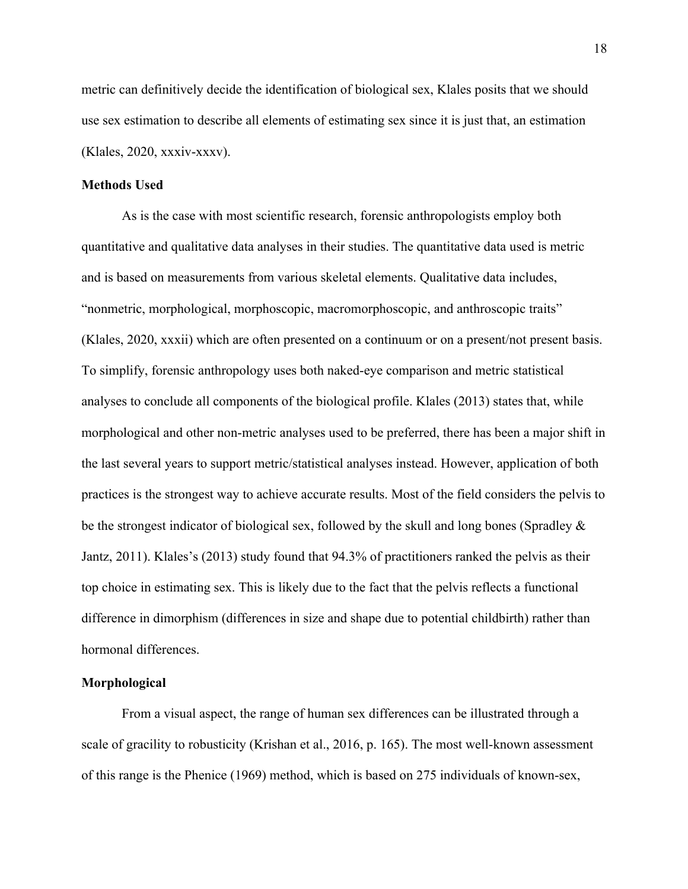metric can definitively decide the identification of biological sex, Klales posits that we should use sex estimation to describe all elements of estimating sex since it is just that, an estimation (Klales, 2020, xxxiv-xxxv).

### Methods Used

As is the case with most scientific research, forensic anthropologists employ both quantitative and qualitative data analyses in their studies. The quantitative data used is metric and is based on measurements from various skeletal elements. Qualitative data includes, "nonmetric, morphological, morphoscopic, macromorphoscopic, and anthroscopic traits" (Klales, 2020, xxxii) which are often presented on a continuum or on a present/not present basis. To simplify, forensic anthropology uses both naked-eye comparison and metric statistical analyses to conclude all components of the biological profile. Klales (2013) states that, while morphological and other non-metric analyses used to be preferred, there has been a major shift in the last several years to support metric/statistical analyses instead. However, application of both practices is the strongest way to achieve accurate results. Most of the field considers the pelvis to be the strongest indicator of biological sex, followed by the skull and long bones (Spradley & Jantz, 2011). Klales's (2013) study found that 94.3% of practitioners ranked the pelvis as their top choice in estimating sex. This is likely due to the fact that the pelvis reflects a functional difference in dimorphism (differences in size and shape due to potential childbirth) rather than hormonal differences.

### Morphological

From a visual aspect, the range of human sex differences can be illustrated through a scale of gracility to robusticity (Krishan et al., 2016, p. 165). The most well-known assessment of this range is the Phenice (1969) method, which is based on 275 individuals of known-sex,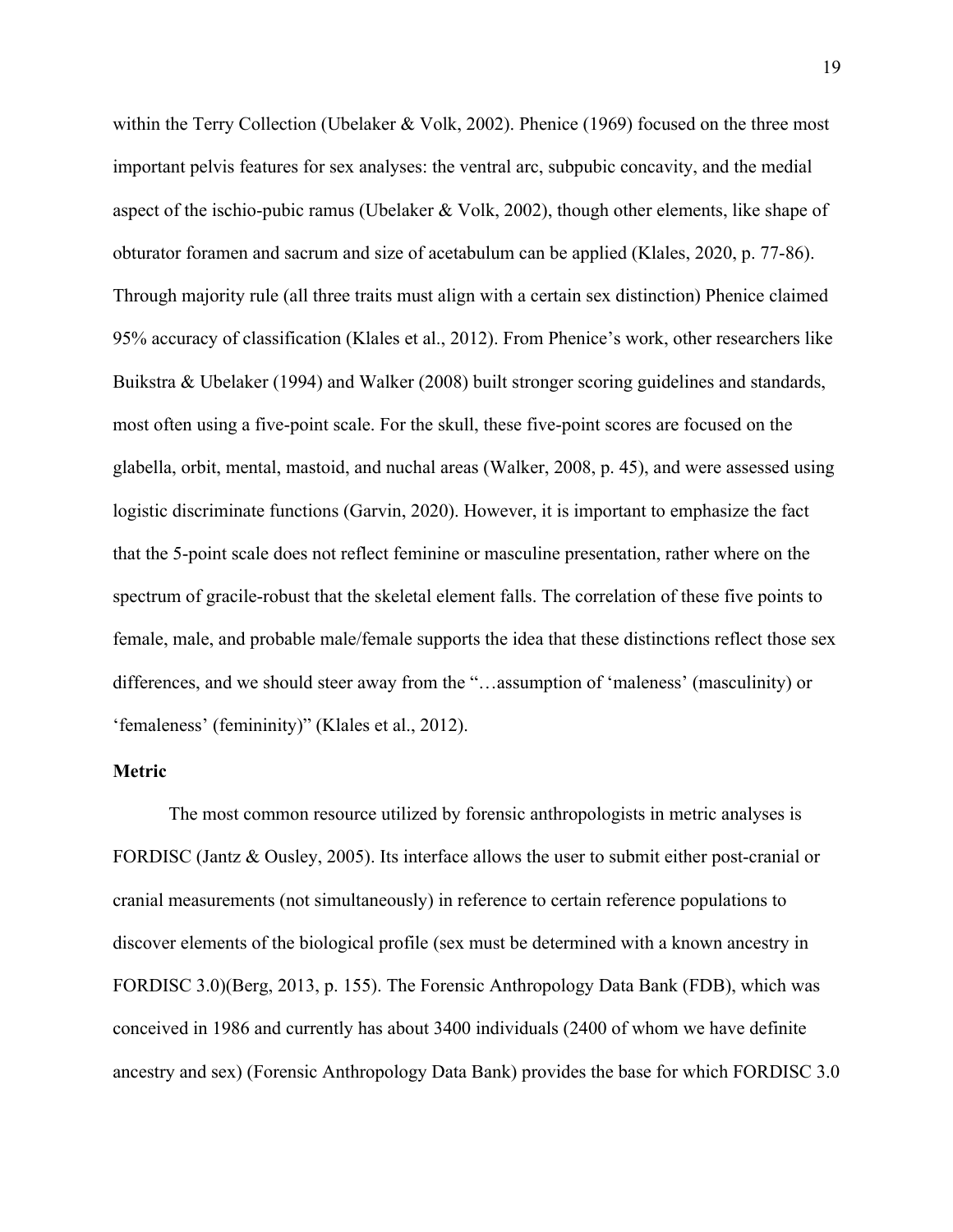within the Terry Collection (Ubelaker & Volk, 2002). Phenice (1969) focused on the three most important pelvis features for sex analyses: the ventral arc, subpubic concavity, and the medial aspect of the ischio-pubic ramus (Ubelaker & Volk, 2002), though other elements, like shape of obturator foramen and sacrum and size of acetabulum can be applied (Klales, 2020, p. 77-86). Through majority rule (all three traits must align with a certain sex distinction) Phenice claimed 95% accuracy of classification (Klales et al., 2012). From Phenice's work, other researchers like Buikstra & Ubelaker (1994) and Walker (2008) built stronger scoring guidelines and standards, most often using a five-point scale. For the skull, these five-point scores are focused on the glabella, orbit, mental, mastoid, and nuchal areas (Walker, 2008, p. 45), and were assessed using logistic discriminate functions (Garvin, 2020). However, it is important to emphasize the fact that the 5-point scale does not reflect feminine or masculine presentation, rather where on the spectrum of gracile-robust that the skeletal element falls. The correlation of these five points to female, male, and probable male/female supports the idea that these distinctions reflect those sex differences, and we should steer away from the "…assumption of 'maleness' (masculinity) or 'femaleness' (femininity)" (Klales et al., 2012).

### Metric

The most common resource utilized by forensic anthropologists in metric analyses is FORDISC (Jantz & Ousley, 2005). Its interface allows the user to submit either post-cranial or cranial measurements (not simultaneously) in reference to certain reference populations to discover elements of the biological profile (sex must be determined with a known ancestry in FORDISC 3.0)(Berg, 2013, p. 155). The Forensic Anthropology Data Bank (FDB), which was conceived in 1986 and currently has about 3400 individuals (2400 of whom we have definite ancestry and sex) (Forensic Anthropology Data Bank) provides the base for which FORDISC 3.0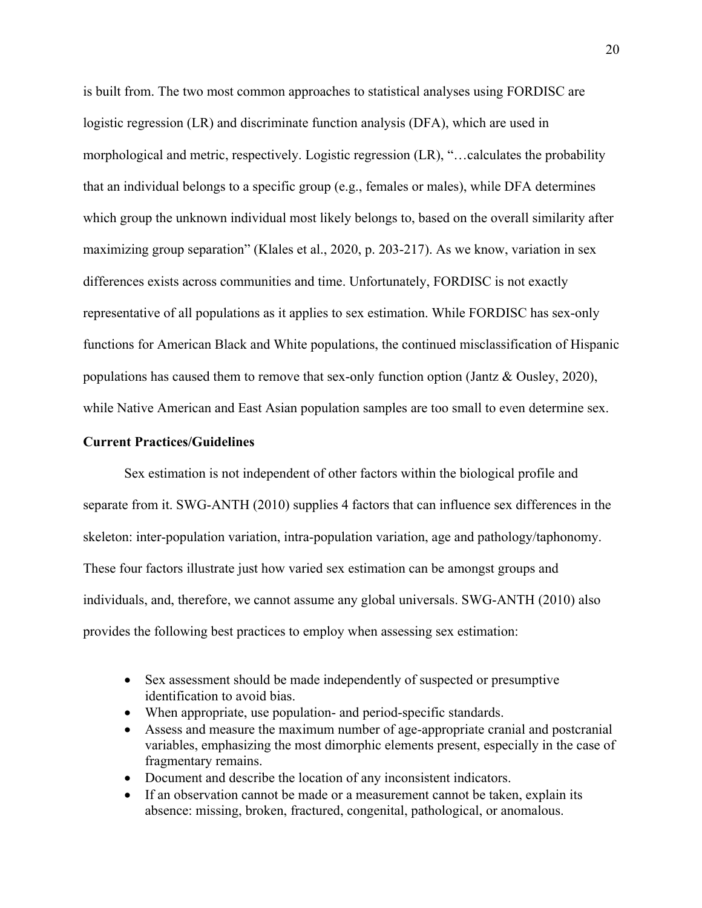is built from. The two most common approaches to statistical analyses using FORDISC are logistic regression (LR) and discriminate function analysis (DFA), which are used in morphological and metric, respectively. Logistic regression (LR), "…calculates the probability that an individual belongs to a specific group (e.g., females or males), while DFA determines which group the unknown individual most likely belongs to, based on the overall similarity after maximizing group separation" (Klales et al., 2020, p. 203-217). As we know, variation in sex differences exists across communities and time. Unfortunately, FORDISC is not exactly representative of all populations as it applies to sex estimation. While FORDISC has sex-only functions for American Black and White populations, the continued misclassification of Hispanic populations has caused them to remove that sex-only function option (Jantz & Ousley, 2020), while Native American and East Asian population samples are too small to even determine sex.

**Current Practices/Guidelines**

Sex estimation is not independent of other factors within the biological profile and separate from it. SWG-ANTH (2010) supplies 4 factors that can influence sex differences in the skeleton: inter-population variation, intra-population variation, age and pathology/taphonomy. These four factors illustrate just how varied sex estimation can be amongst groups and individuals, and, therefore, we cannot assume any global universals. SWG-ANTH (2010) also provides the following best practices to employ when assessing sex estimation:

- Sex assessment should be made independently of suspected or presumptive identification to avoid bias.
- When appropriate, use population- and period-specific standards.
- Assess and measure the maximum number of age-appropriate cranial and postcranial variables, emphasizing the most dimorphic elements present, especially in the case of fragmentary remains.
- Document and describe the location of any inconsistent indicators.
- If an observation cannot be made or a measurement cannot be taken, explain its absence: missing, broken, fractured, congenital, pathological, or anomalous.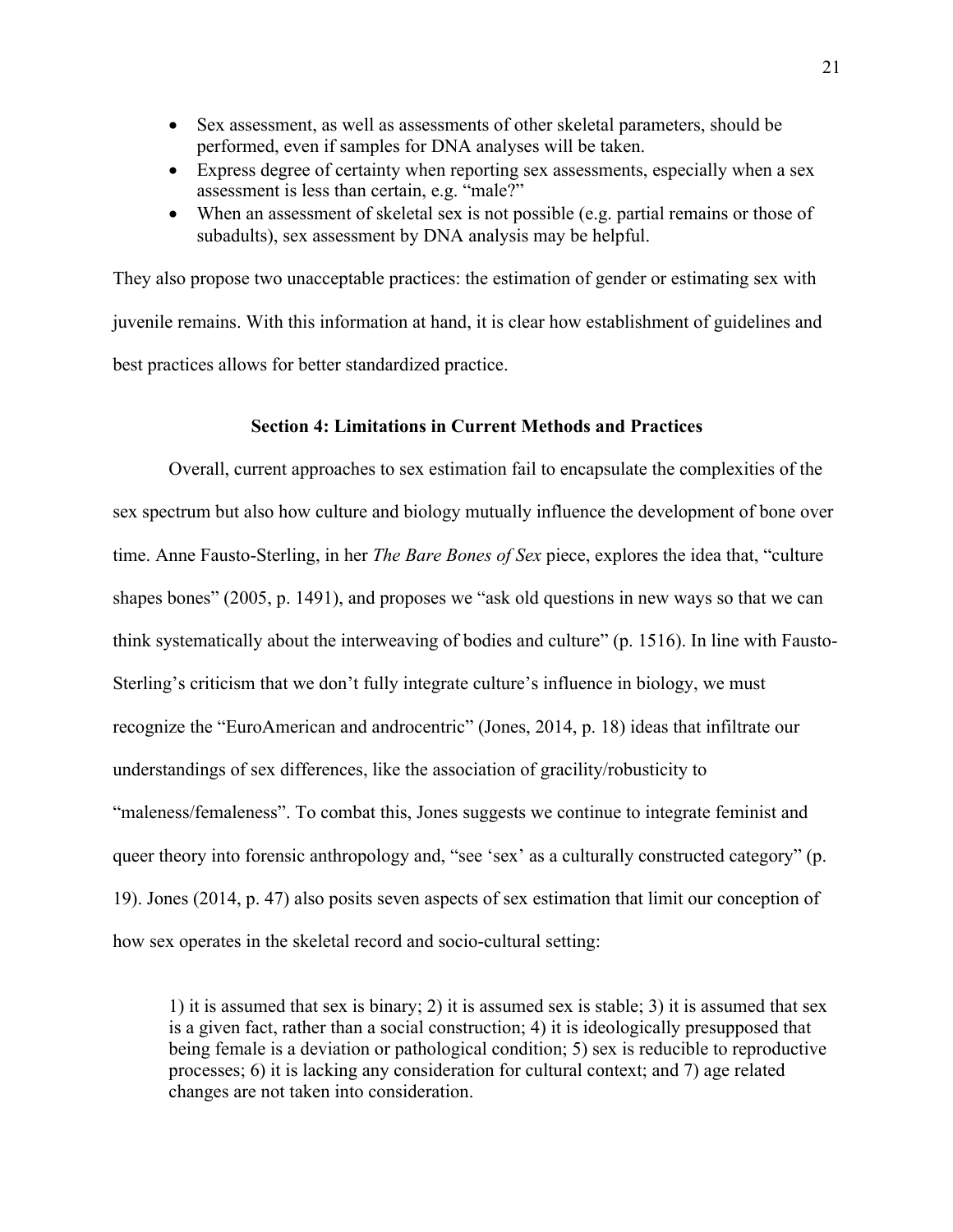- Sex assessment, as well as assessments of other skeletal parameters, should be performed, even if samples for DNA analyses will be taken.
- Express degree of certainty when reporting sex assessments, especially when a sex assessment is less than certain, e.g. "male?"
- When an assessment of skeletal sex is not possible (e.g. partial remains or those of subadults), sex assessment by DNA analysis may be helpful.

They also propose two unacceptable practices: the estimation of gender or estimating sex with juvenile remains. With this information at hand, it is clear how establishment of guidelines and best practices allows for better standardized practice.

## Section 4: Limitations in Current Methods and Practices

Overall, current approaches to sex estimation fail to encapsulate the complexities of the sex spectrum but also how culture and biology mutually influence the development of bone over time. Anne Fausto-Sterling, in her *The Bare Bones of Sex* piece, explores the idea that, "culture shapes bones" (2005, p. 1491), and proposes we "ask old questions in new ways so that we can think systematically about the interweaving of bodies and culture" (p. 1516). In line with Fausto-Sterling's criticism that we don't fully integrate culture's influence in biology, we must recognize the "EuroAmerican and androcentric" (Jones, 2014, p. 18) ideas that infiltrate our understandings of sex differences, like the association of gracility/robusticity to "maleness/femaleness". To combat this, Jones suggests we continue to integrate feminist and queer theory into forensic anthropology and, "see 'sex' as a culturally constructed category" (p. 19). Jones (2014, p. 47) also posits seven aspects of sex estimation that limit our conception of how sex operates in the skeletal record and socio-cultural setting:

> 1) it is assumed that sex is binary; 2) it is assumed sex is stable; 3) it is assumed that sex is a given fact, rather than a social construction; 4) it is ideologically presupposed that being female is a deviation or pathological condition; 5) sex is reducible to reproductive processes; 6) it is lacking any consideration for cultural context; and 7) age related changes are not taken into consideration.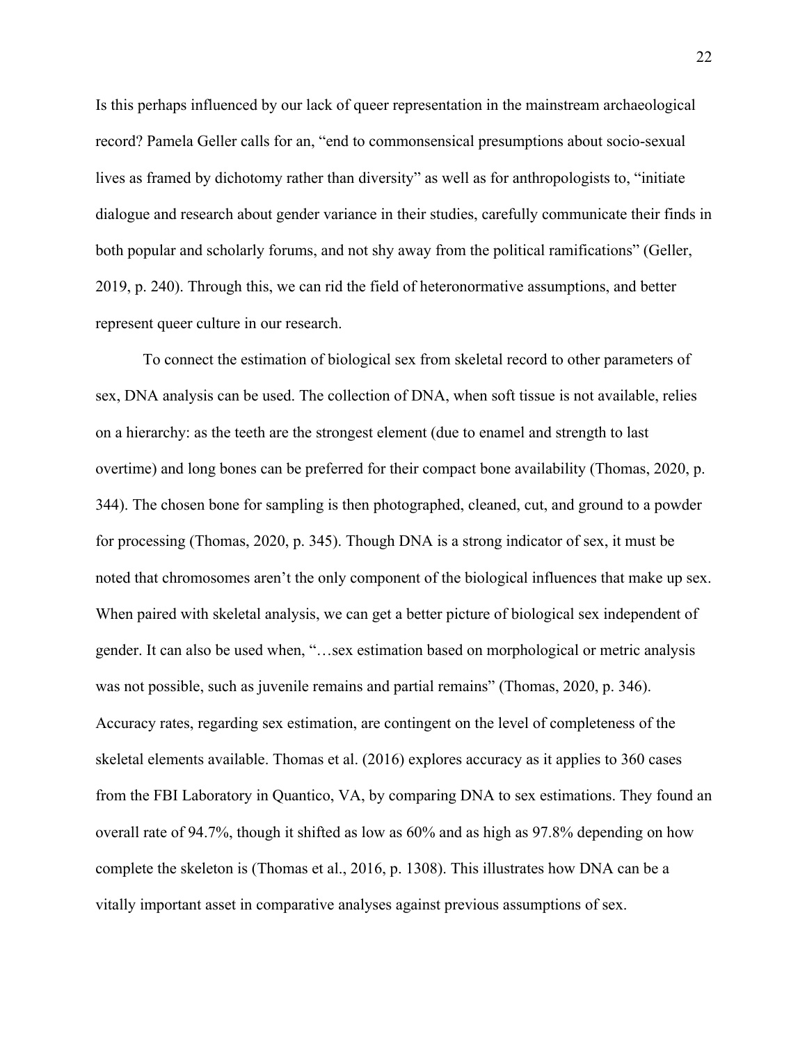Is this perhaps influenced by our lack of queer representation in the mainstream archaeological record? Pamela Geller calls for an, "end to commonsensical presumptions about socio-sexual lives as framed by dichotomy rather than diversity" as well as for anthropologists to, "initiate dialogue and research about gender variance in their studies, carefully communicate their finds in both popular and scholarly forums, and not shy away from the political ramifications" (Geller, 2019, p. 240). Through this, we can rid the field of heteronormative assumptions, and better represent queer culture in our research.

To connect the estimation of biological sex from skeletal record to other parameters of sex, DNA analysis can be used. The collection of DNA, when soft tissue is not available, relies on a hierarchy: as the teeth are the strongest element (due to enamel and strength to last overtime) and long bones can be preferred for their compact bone availability (Thomas, 2020, p. 344). The chosen bone for sampling is then photographed, cleaned, cut, and ground to a powder for processing (Thomas, 2020, p. 345). Though DNA is a strong indicator of sex, it must be noted that chromosomes aren't the only component of the biological influences that make up sex. When paired with skeletal analysis, we can get a better picture of biological sex independent of gender. It can also be used when, "…sex estimation based on morphological or metric analysis was not possible, such as juvenile remains and partial remains" (Thomas, 2020, p. 346). Accuracy rates, regarding sex estimation, are contingent on the level of completeness of the skeletal elements available. Thomas et al. (2016) explores accuracy as it applies to 360 cases from the FBI Laboratory in Quantico, VA, by comparing DNA to sex estimations. They found an overall rate of 94.7%, though it shifted as low as 60% and as high as 97.8% depending on how complete the skeleton is (Thomas et al., 2016, p. 1308). This illustrates how DNA can be a vitally important asset in comparative analyses against previous assumptions of sex.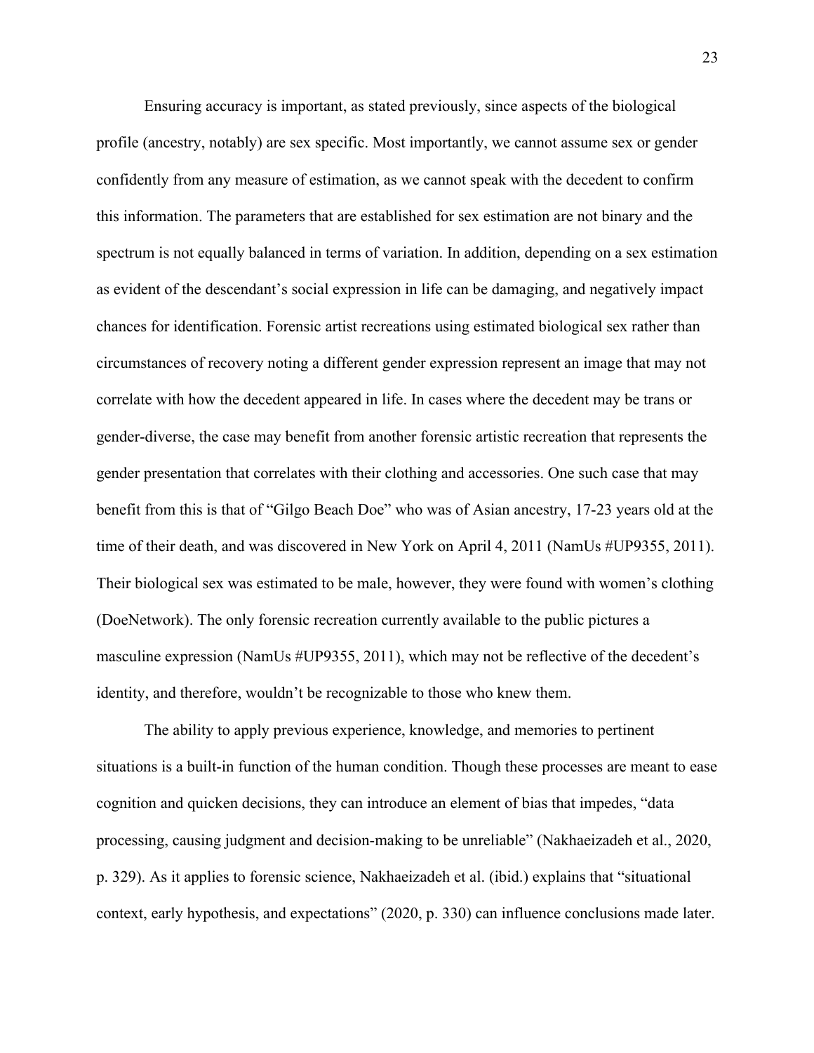Ensuring accuracy is important, as stated previously, since aspects of the biological profile (ancestry, notably) are sex specific. Most importantly, we cannot assume sex or gender confidently from any measure of estimation, as we cannot speak with the decedent to confirm this information. The parameters that are established for sex estimation are not binary and the spectrum is not equally balanced in terms of variation. In addition, depending on a sex estimation as evident of the descendant's social expression in life can be damaging, and negatively impact chances for identification. Forensic artist recreations using estimated biological sex rather than circumstances of recovery noting a different gender expression represent an image that may not correlate with how the decedent appeared in life. In cases where the decedent may be trans or gender-diverse, the case may benefit from another forensic artistic recreation that represents the gender presentation that correlates with their clothing and accessories. One such case that may benefit from this is that of "Gilgo Beach Doe" who was of Asian ancestry, 17-23 years old at the time of their death, and was discovered in New York on April 4, 2011 (NamUs #UP9355, 2011). Their biological sex was estimated to be male, however, they were found with women's clothing (DoeNetwork). The only forensic recreation currently available to the public pictures a masculine expression (NamUs #UP9355, 2011), which may not be reflective of the decedent's identity, and therefore, wouldn't be recognizable to those who knew them.

The ability to apply previous experience, knowledge, and memories to pertinent situations is a built-in function of the human condition. Though these processes are meant to ease cognition and quicken decisions, they can introduce an element of bias that impedes, "data processing, causing judgment and decision-making to be unreliable" (Nakhaeizadeh et al., 2020, p. 329). As it applies to forensic science, Nakhaeizadeh et al. (ibid.) explains that "situational context, early hypothesis, and expectations" (2020, p. 330) can influence conclusions made later.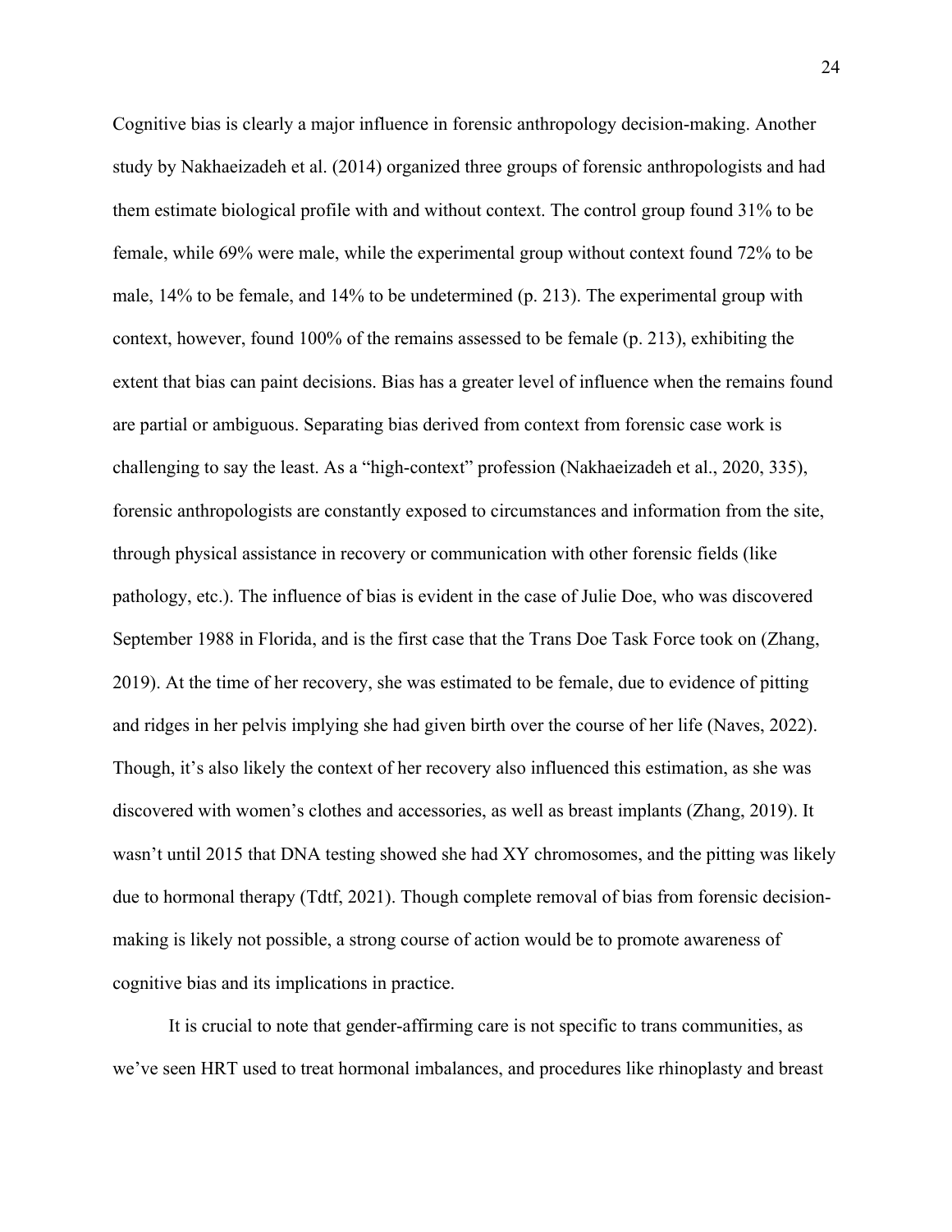Cognitive bias is clearly a major influence in forensic anthropology decision-making. Another study by Nakhaeizadeh et al. (2014) organized three groups of forensic anthropologists and had them estimate biological profile with and without context. The control group found 31% to be female, while 69% were male, while the experimental group without context found 72% to be male, 14% to be female, and 14% to be undetermined (p. 213). The experimental group with context, however, found 100% of the remains assessed to be female (p. 213), exhibiting the extent that bias can paint decisions. Bias has a greater level of influence when the remains found are partial or ambiguous. Separating bias derived from context from forensic case work is challenging to say the least. As a "high-context" profession (Nakhaeizadeh et al., 2020, 335), forensic anthropologists are constantly exposed to circumstances and information from the site, through physical assistance in recovery or communication with other forensic fields (like pathology, etc.). The influence of bias is evident in the case of Julie Doe, who was discovered September 1988 in Florida, and is the first case that the Trans Doe Task Force took on (Zhang, 2019). At the time of her recovery, she was estimated to be female, due to evidence of pitting and ridges in her pelvis implying she had given birth over the course of her life (Naves, 2022). Though, it's also likely the context of her recovery also influenced this estimation, as she was discovered with women's clothes and accessories, as well as breast implants (Zhang, 2019). It wasn't until 2015 that DNA testing showed she had XY chromosomes, and the pitting was likely due to hormonal therapy (Tdtf, 2021). Though complete removal of bias from forensic decision-making is likely not possible, a strong course of action would be to promote awareness of cognitive bias and its implications in practice.

It is crucial to note that gender-affirming care is not specific to trans communities, as we've seen HRT used to treat hormonal imbalances, and procedures like rhinoplasty and breast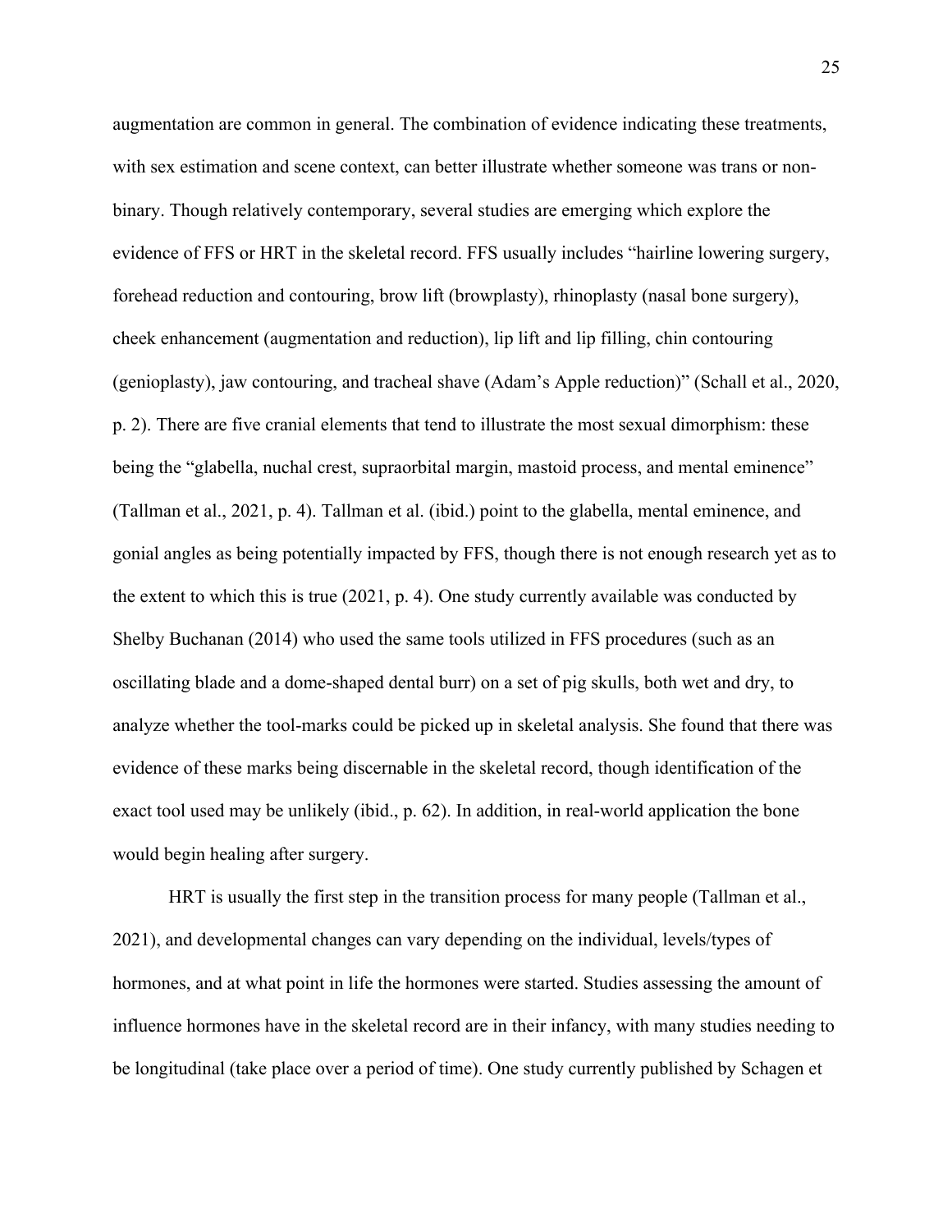augmentation are common in general. The combination of evidence indicating these treatments, with sex estimation and scene context, can better illustrate whether someone was trans or non-binary. Though relatively contemporary, several studies are emerging which explore the evidence of FFS or HRT in the skeletal record. FFS usually includes "hairline lowering surgery, forehead reduction and contouring, brow lift (browplasty), rhinoplasty (nasal bone surgery), cheek enhancement (augmentation and reduction), lip lift and lip filling, chin contouring (genioplasty), jaw contouring, and tracheal shave (Adam's Apple reduction)" (Schall et al., 2020, p. 2). There are five cranial elements that tend to illustrate the most sexual dimorphism: these being the "glabella, nuchal crest, supraorbital margin, mastoid process, and mental eminence" (Tallman et al., 2021, p. 4). Tallman et al. (ibid.) point to the glabella, mental eminence, and gonial angles as being potentially impacted by FFS, though there is not enough research yet as to the extent to which this is true (2021, p. 4). One study currently available was conducted by Shelby Buchanan (2014) who used the same tools utilized in FFS procedures (such as an oscillating blade and a dome-shaped dental burr) on a set of pig skulls, both wet and dry, to analyze whether the tool-marks could be picked up in skeletal analysis. She found that there was evidence of these marks being discernable in the skeletal record, though identification of the exact tool used may be unlikely (ibid., p. 62). In addition, in real-world application the bone would begin healing after surgery.

HRT is usually the first step in the transition process for many people (Tallman et al., 2021), and developmental changes can vary depending on the individual, levels/types of hormones, and at what point in life the hormones were started. Studies assessing the amount of influence hormones have in the skeletal record are in their infancy, with many studies needing to be longitudinal (take place over a period of time). One study currently published by Schagen et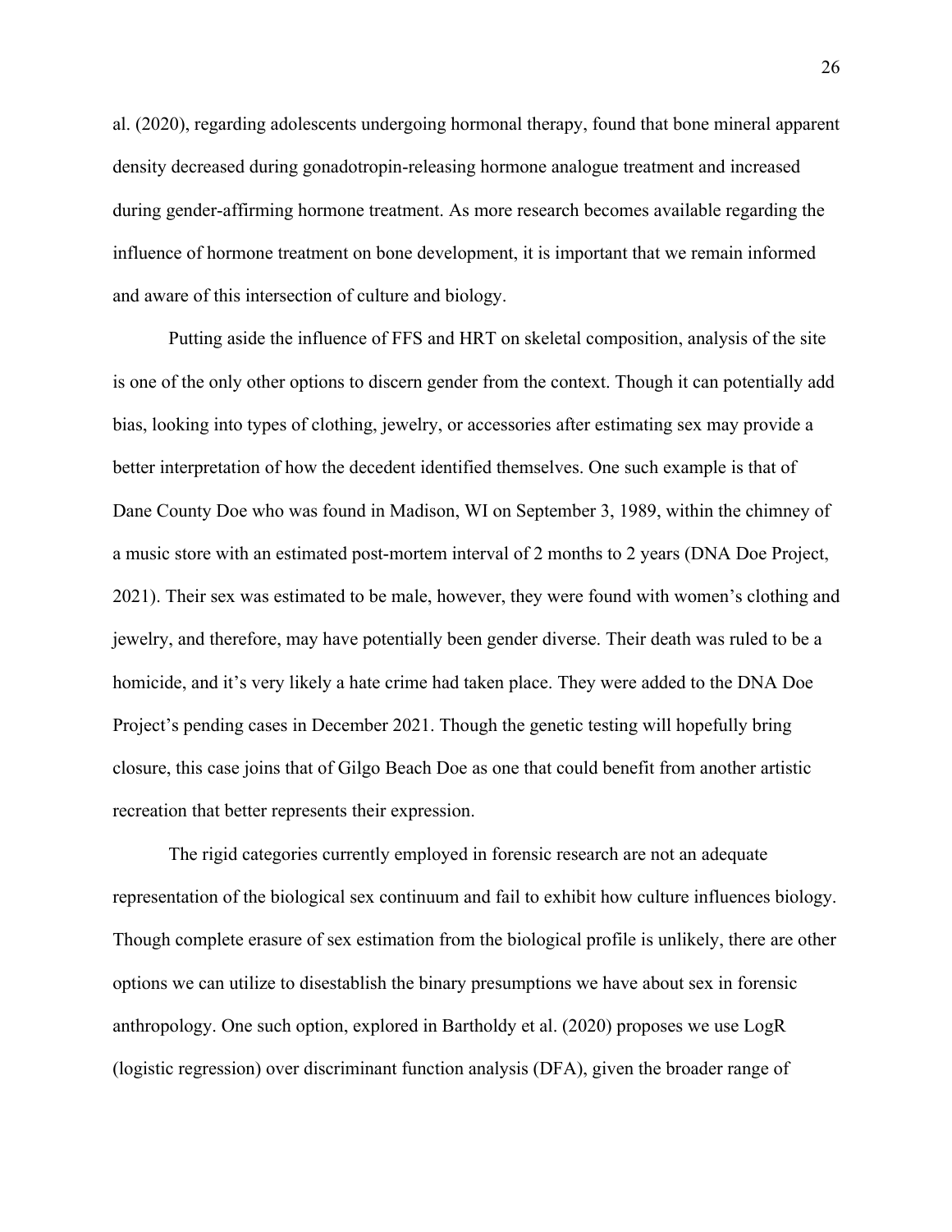al. (2020), regarding adolescents undergoing hormonal therapy, found that bone mineral apparent density decreased during gonadotropin-releasing hormone analogue treatment and increased during gender-affirming hormone treatment. As more research becomes available regarding the influence of hormone treatment on bone development, it is important that we remain informed and aware of this intersection of culture and biology.

Putting aside the influence of FFS and HRT on skeletal composition, analysis of the site is one of the only other options to discern gender from the context. Though it can potentially add bias, looking into types of clothing, jewelry, or accessories after estimating sex may provide a better interpretation of how the decedent identified themselves. One such example is that of Dane County Doe who was found in Madison, WI on September 3, 1989, within the chimney of a music store with an estimated post-mortem interval of 2 months to 2 years (DNA Doe Project, 2021). Their sex was estimated to be male, however, they were found with women's clothing and jewelry, and therefore, may have potentially been gender diverse. Their death was ruled to be a homicide, and it's very likely a hate crime had taken place. They were added to the DNA Doe Project's pending cases in December 2021. Though the genetic testing will hopefully bring closure, this case joins that of Gilgo Beach Doe as one that could benefit from another artistic recreation that better represents their expression.

The rigid categories currently employed in forensic research are not an adequate representation of the biological sex continuum and fail to exhibit how culture influences biology. Though complete erasure of sex estimation from the biological profile is unlikely, there are other options we can utilize to disestablish the binary presumptions we have about sex in forensic anthropology. One such option, explored in Bartholdy et al. (2020) proposes we use LogR (logistic regression) over discriminant function analysis (DFA), given the broader range of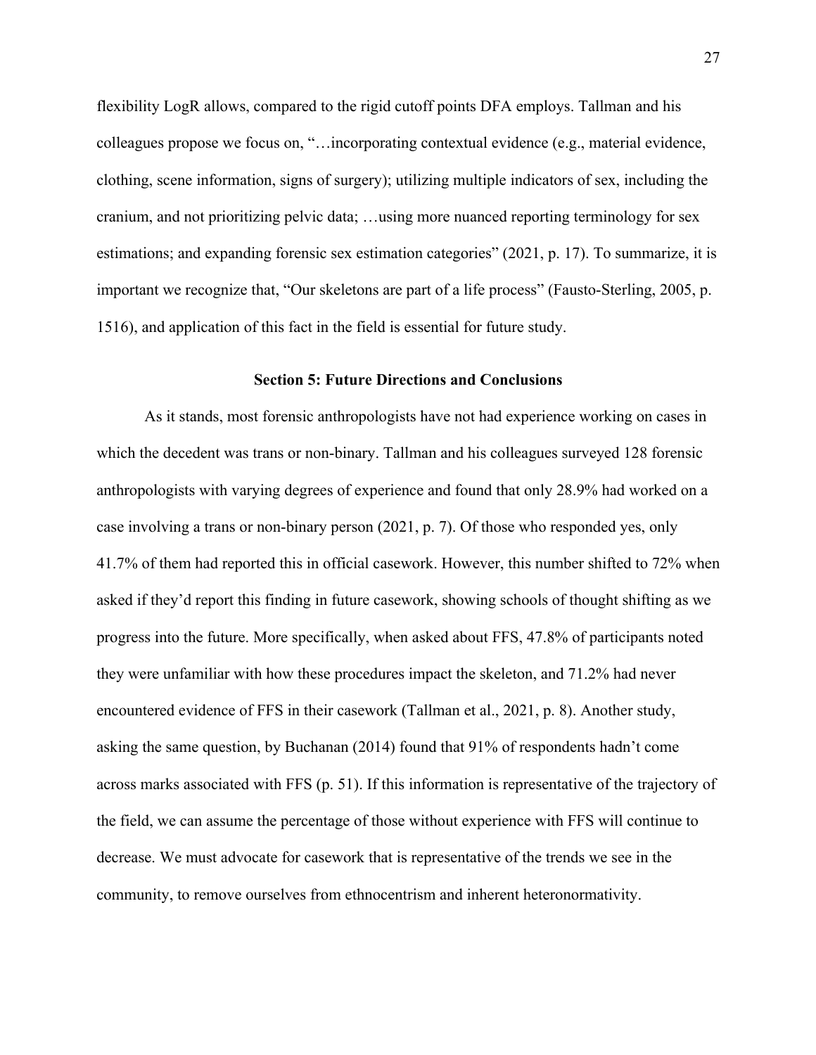flexibility LogR allows, compared to the rigid cutoff points DFA employs. Tallman and his colleagues propose we focus on, "…incorporating contextual evidence (e.g., material evidence, clothing, scene information, signs of surgery); utilizing multiple indicators of sex, including the cranium, and not prioritizing pelvic data; …using more nuanced reporting terminology for sex estimations; and expanding forensic sex estimation categories" (2021, p. 17). To summarize, it is important we recognize that, "Our skeletons are part of a life process" (Fausto-Sterling, 2005, p. 1516), and application of this fact in the field is essential for future study.

## Section 5: Future Directions and Conclusions

As it stands, most forensic anthropologists have not had experience working on cases in which the decedent was trans or non-binary. Tallman and his colleagues surveyed 128 forensic anthropologists with varying degrees of experience and found that only 28.9% had worked on a case involving a trans or non-binary person (2021, p. 7). Of those who responded yes, only 41.7% of them had reported this in official casework. However, this number shifted to 72% when asked if they'd report this finding in future casework, showing schools of thought shifting as we progress into the future. More specifically, when asked about FFS, 47.8% of participants noted they were unfamiliar with how these procedures impact the skeleton, and 71.2% had never encountered evidence of FFS in their casework (Tallman et al., 2021, p. 8). Another study, asking the same question, by Buchanan (2014) found that 91% of respondents hadn't come across marks associated with FFS (p. 51). If this information is representative of the trajectory of the field, we can assume the percentage of those without experience with FFS will continue to decrease. We must advocate for casework that is representative of the trends we see in the community, to remove ourselves from ethnocentrism and inherent heteronormativity.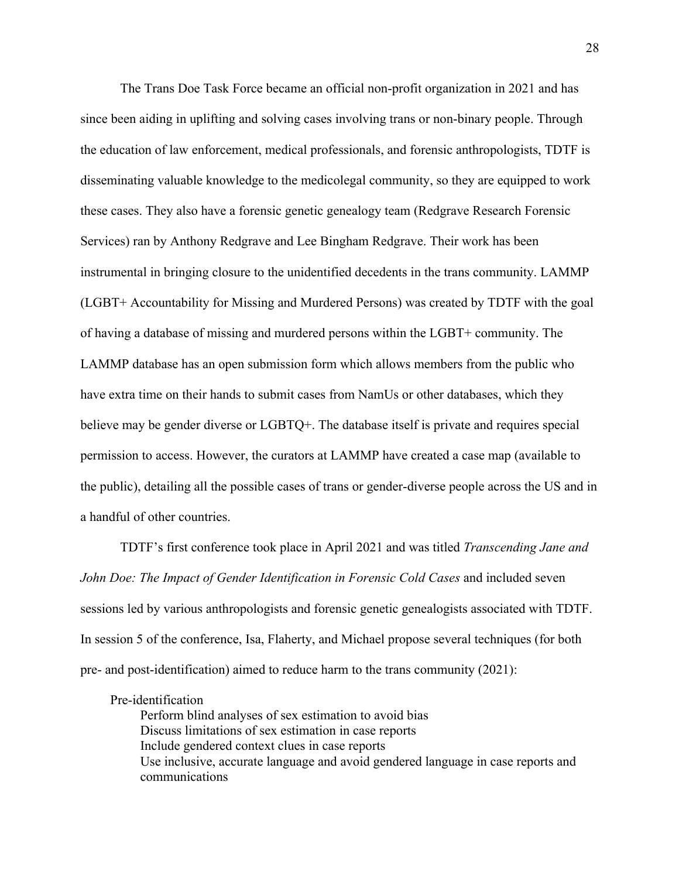The Trans Doe Task Force became an official non-profit organization in 2021 and has since been aiding in uplifting and solving cases involving trans or non-binary people. Through the education of law enforcement, medical professionals, and forensic anthropologists, TDTF is disseminating valuable knowledge to the medicolegal community, so they are equipped to work these cases. They also have a forensic genetic genealogy team (Redgrave Research Forensic Services) ran by Anthony Redgrave and Lee Bingham Redgrave. Their work has been instrumental in bringing closure to the unidentified decedents in the trans community. LAMMP (LGBT+ Accountability for Missing and Murdered Persons) was created by TDTF with the goal of having a database of missing and murdered persons within the LGBT+ community. The LAMMP database has an open submission form which allows members from the public who have extra time on their hands to submit cases from NamUs or other databases, which they believe may be gender diverse or LGBTQ+. The database itself is private and requires special permission to access. However, the curators at LAMMP have created a case map (available to the public), detailing all the possible cases of trans or gender-diverse people across the US and in a handful of other countries.

TDTF's first conference took place in April 2021 and was titled *Transcending Jane and John Doe: The Impact of Gender Identification in Forensic Cold Cases* and included seven sessions led by various anthropologists and forensic genetic genealogists associated with TDTF. In session 5 of the conference, Isa, Flaherty, and Michael propose several techniques (for both pre- and post-identification) aimed to reduce harm to the trans community (2021):

- Pre-identification
  - Perform blind analyses of sex estimation to avoid bias
  - Discuss limitations of sex estimation in case reports
  - Include gendered context clues in case reports
  - Use inclusive, accurate language and avoid gendered language in case reports and communications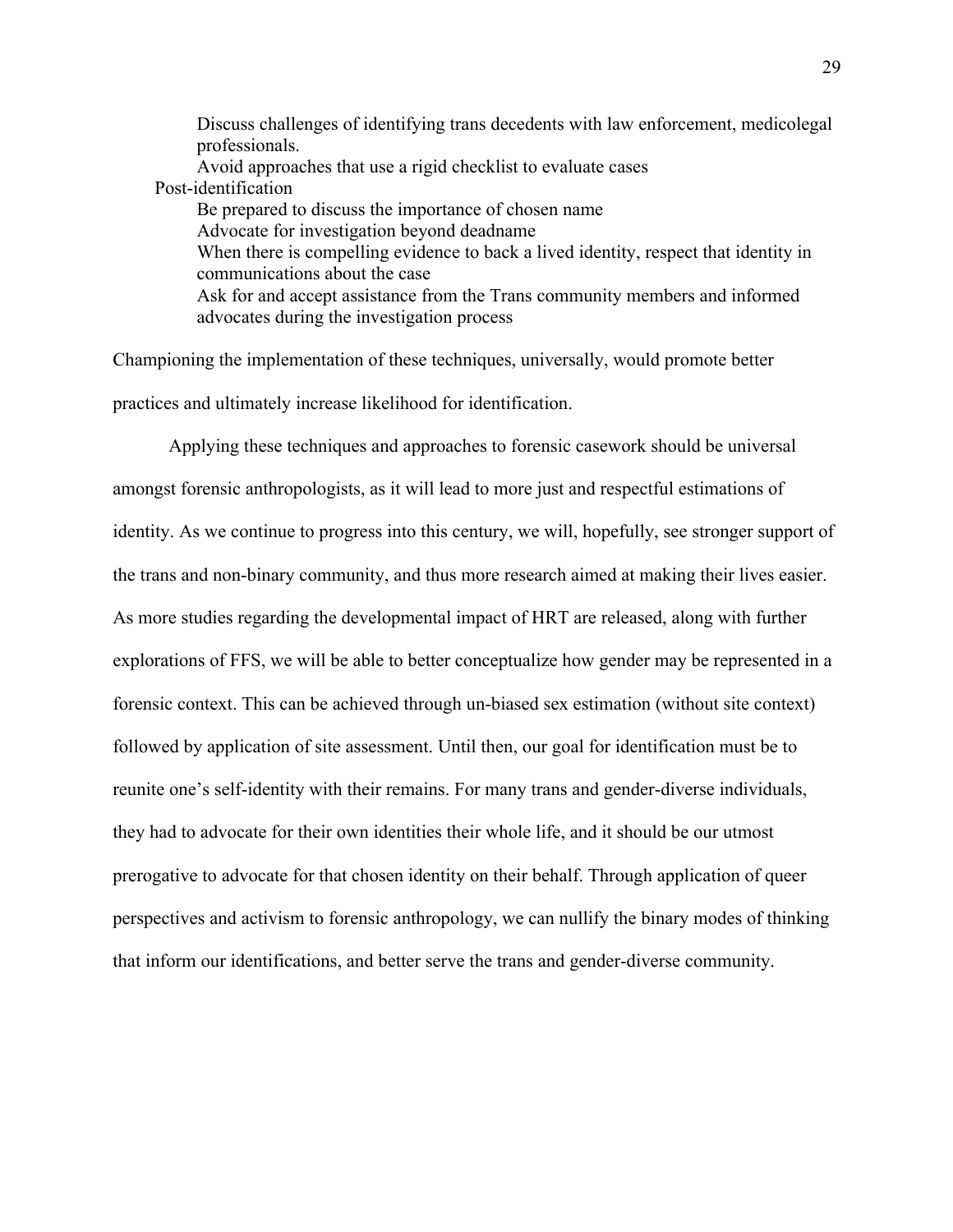- Discuss challenges of identifying trans decedents with law enforcement, medicolegal professionals.
- Avoid approaches that use a rigid checklist to evaluate cases

Post-identification

- Be prepared to discuss the importance of chosen name
- Advocate for investigation beyond deadname
- When there is compelling evidence to back a lived identity, respect that identity in communications about the case
- Ask for and accept assistance from the Trans community members and informed advocates during the investigation process

Championing the implementation of these techniques, universally, would promote better practices and ultimately increase likelihood for identification.

Applying these techniques and approaches to forensic casework should be universal amongst forensic anthropologists, as it will lead to more just and respectful estimations of identity. As we continue to progress into this century, we will, hopefully, see stronger support of the trans and non-binary community, and thus more research aimed at making their lives easier. As more studies regarding the developmental impact of HRT are released, along with further explorations of FFS, we will be able to better conceptualize how gender may be represented in a forensic context. This can be achieved through un-biased sex estimation (without site context) followed by application of site assessment. Until then, our goal for identification must be to reunite one's self-identity with their remains. For many trans and gender-diverse individuals, they had to advocate for their own identities their whole life, and it should be our utmost prerogative to advocate for that chosen identity on their behalf. Through application of queer perspectives and activism to forensic anthropology, we can nullify the binary modes of thinking that inform our identifications, and better serve the trans and gender-diverse community.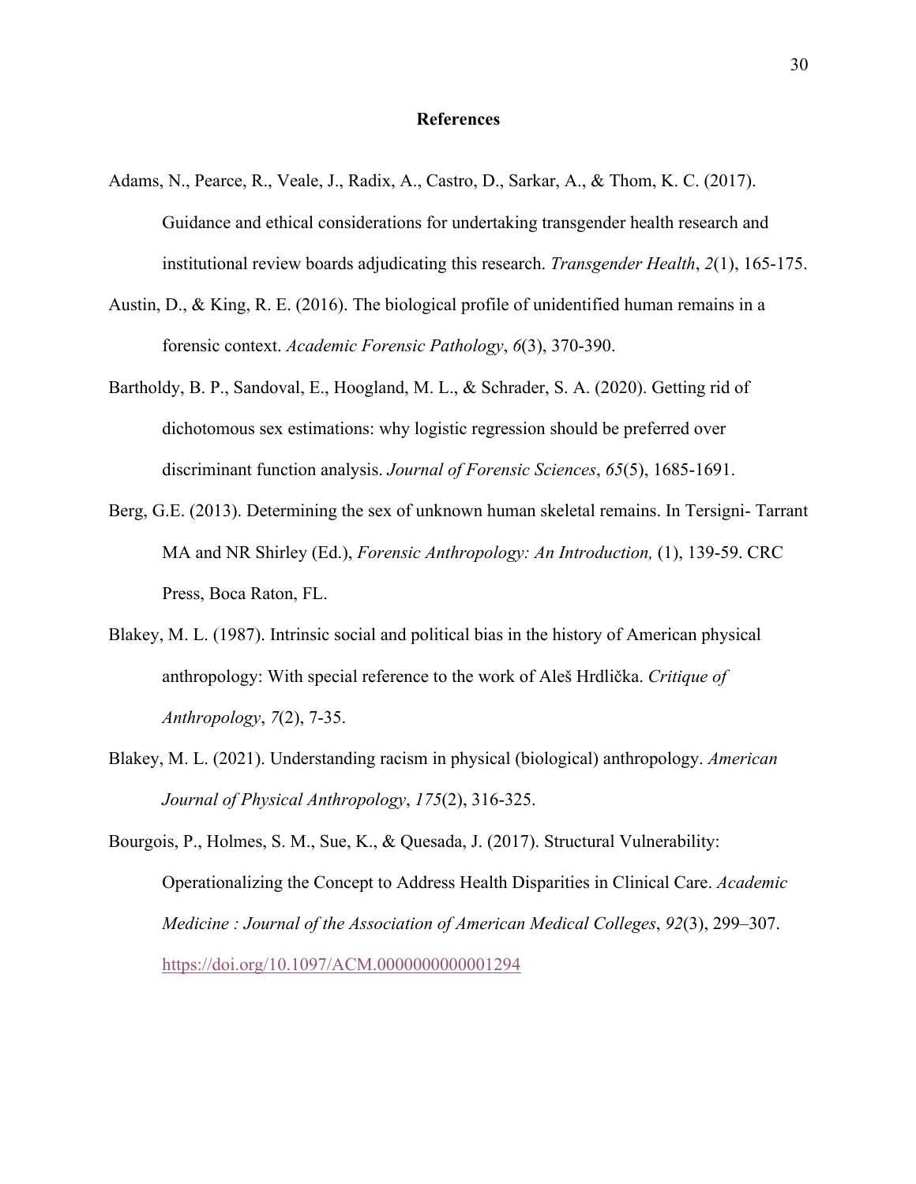# References

Adams, N., Pearce, R., Veale, J., Radix, A., Castro, D., Sarkar, A., & Thom, K. C. (2017). Guidance and ethical considerations for undertaking transgender health research and institutional review boards adjudicating this research. *Transgender Health*, *2*(1), 165-175.

Austin, D., & King, R. E. (2016). The biological profile of unidentified human remains in a forensic context. *Academic Forensic Pathology*, *6*(3), 370-390.

Bartholdy, B. P., Sandoval, E., Hoogland, M. L., & Schrader, S. A. (2020). Getting rid of dichotomous sex estimations: why logistic regression should be preferred over discriminant function analysis. *Journal of Forensic Sciences*, *65*(5), 1685-1691.

Berg, G.E. (2013). Determining the sex of unknown human skeletal remains. In Tersigni- Tarrant MA and NR Shirley (Ed.), *Forensic Anthropology: An Introduction,* (1), 139-59. CRC Press, Boca Raton, FL.

Blakey, M. L. (1987). Intrinsic social and political bias in the history of American physical anthropology: With special reference to the work of Aleš Hrdlička. *Critique of Anthropology*, *7*(2), 7-35.

Blakey, M. L. (2021). Understanding racism in physical (biological) anthropology. *American Journal of Physical Anthropology*, *175*(2), 316-325.

Bourgois, P., Holmes, S. M., Sue, K., & Quesada, J. (2017). Structural Vulnerability: Operationalizing the Concept to Address Health Disparities in Clinical Care. *Academic Medicine : Journal of the Association of American Medical Colleges*, *92*(3), 299–307. https://doi.org/10.1097/ACM.0000000000001294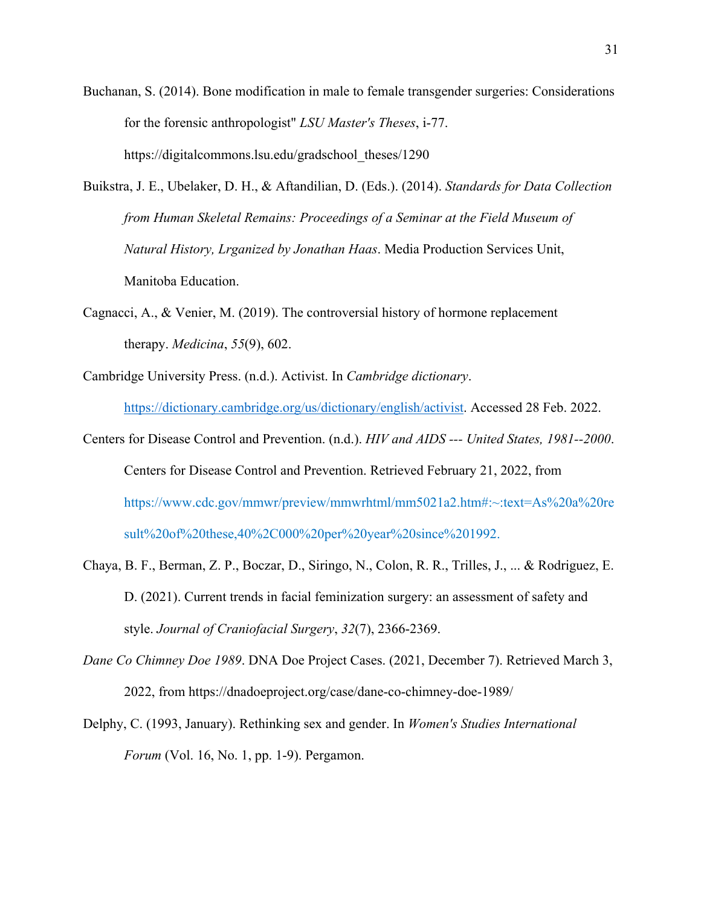Buchanan, S. (2014). Bone modification in male to female transgender surgeries: Considerations for the forensic anthropologist" *LSU Master's Theses*, i-77. https://digitalcommons.lsu.edu/gradschool_theses/1290

Buikstra, J. E., Ubelaker, D. H., & Aftandilian, D. (Eds.). (2014). *Standards for Data Collection from Human Skeletal Remains: Proceedings of a Seminar at the Field Museum of Natural History, Lrganized by Jonathan Haas*. Media Production Services Unit, Manitoba Education.

Cagnacci, A., & Venier, M. (2019). The controversial history of hormone replacement therapy. *Medicina*, *55*(9), 602.

Cambridge University Press. (n.d.). Activist. In *Cambridge dictionary*. https://dictionary.cambridge.org/us/dictionary/english/activist. Accessed 28 Feb. 2022.

Centers for Disease Control and Prevention. (n.d.). *HIV and AIDS --- United States, 1981--2000*. Centers for Disease Control and Prevention. Retrieved February 21, 2022, from https://www.cdc.gov/mmwr/preview/mmwrhtml/mm5021a2.htm#:~:text=As%20a%20result%20of%20these,40%2C000%20per%20year%20since%201992.

Chaya, B. F., Berman, Z. P., Boczar, D., Siringo, N., Colon, R. R., Trilles, J., ... & Rodriguez, E. D. (2021). Current trends in facial feminization surgery: an assessment of safety and style. *Journal of Craniofacial Surgery*, *32*(7), 2366-2369.

*Dane Co Chimney Doe 1989*. DNA Doe Project Cases. (2021, December 7). Retrieved March 3, 2022, from https://dnadoeproject.org/case/dane-co-chimney-doe-1989/

Delphy, C. (1993, January). Rethinking sex and gender. In *Women's Studies International Forum* (Vol. 16, No. 1, pp. 1-9). Pergamon.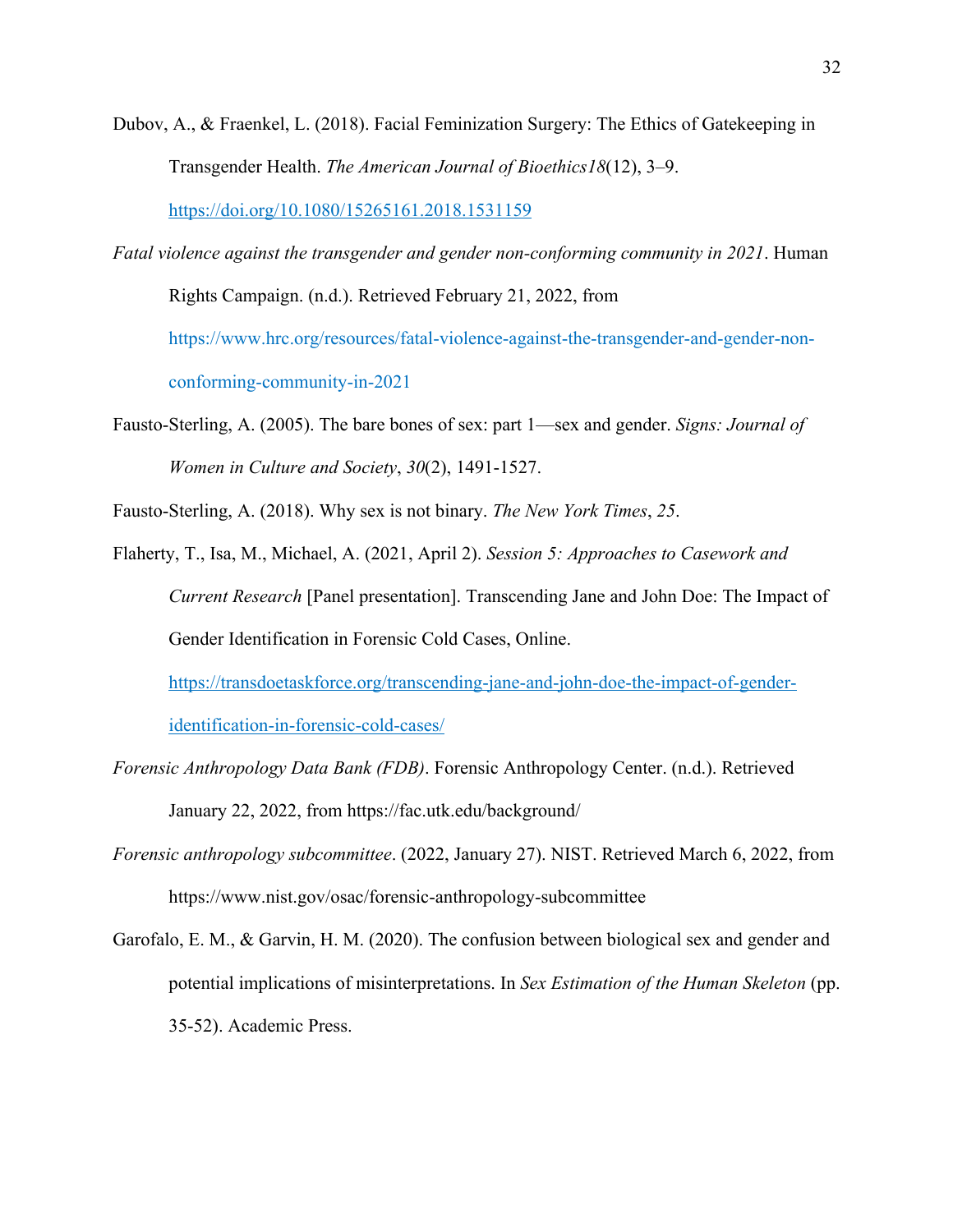Dubov, A., & Fraenkel, L. (2018). Facial Feminization Surgery: The Ethics of Gatekeeping in Transgender Health. *The American Journal of Bioethics18*(12), 3–9. https://doi.org/10.1080/15265161.2018.1531159

*Fatal violence against the transgender and gender non-conforming community in 2021*. Human Rights Campaign. (n.d.). Retrieved February 21, 2022, from https://www.hrc.org/resources/fatal-violence-against-the-transgender-and-gender-non-conforming-community-in-2021

Fausto-Sterling, A. (2005). The bare bones of sex: part 1—sex and gender. *Signs: Journal of Women in Culture and Society*, *30*(2), 1491-1527.

Fausto-Sterling, A. (2018). Why sex is not binary. *The New York Times*, *25*.

Flaherty, T., Isa, M., Michael, A. (2021, April 2). *Session 5: Approaches to Casework and Current Research* [Panel presentation]. Transcending Jane and John Doe: The Impact of Gender Identification in Forensic Cold Cases, Online. https://transdoetaskforce.org/transcending-jane-and-john-doe-the-impact-of-gender-identification-in-forensic-cold-cases/

*Forensic Anthropology Data Bank (FDB)*. Forensic Anthropology Center. (n.d.). Retrieved January 22, 2022, from https://fac.utk.edu/background/

*Forensic anthropology subcommittee*. (2022, January 27). NIST. Retrieved March 6, 2022, from https://www.nist.gov/osac/forensic-anthropology-subcommittee

Garofalo, E. M., & Garvin, H. M. (2020). The confusion between biological sex and gender and potential implications of misinterpretations. In *Sex Estimation of the Human Skeleton* (pp. 35-52). Academic Press.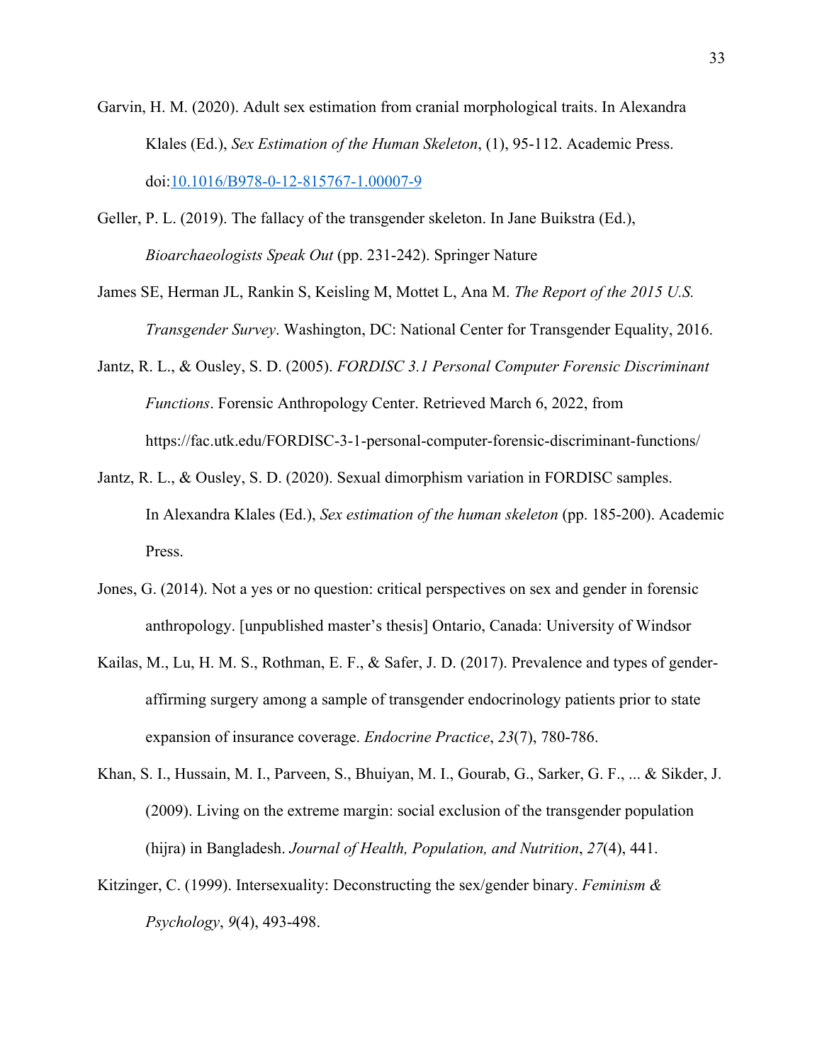Garvin, H. M. (2020). Adult sex estimation from cranial morphological traits. In Alexandra Klales (Ed.), *Sex Estimation of the Human Skeleton*, (1), 95-112. Academic Press. doi:10.1016/B978-0-12-815767-1.00007-9

Geller, P. L. (2019). The fallacy of the transgender skeleton. In Jane Buikstra (Ed.), *Bioarchaeologists Speak Out* (pp. 231-242). Springer Nature

James SE, Herman JL, Rankin S, Keisling M, Mottet L, Ana M. *The Report of the 2015 U.S. Transgender Survey*. Washington, DC: National Center for Transgender Equality, 2016.

Jantz, R. L., & Ousley, S. D. (2005). *FORDISC 3.1 Personal Computer Forensic Discriminant Functions*. Forensic Anthropology Center. Retrieved March 6, 2022, from https://fac.utk.edu/FORDISC-3-1-personal-computer-forensic-discriminant-functions/

Jantz, R. L., & Ousley, S. D. (2020). Sexual dimorphism variation in FORDISC samples. In Alexandra Klales (Ed.), *Sex estimation of the human skeleton* (pp. 185-200). Academic Press.

Jones, G. (2014). Not a yes or no question: critical perspectives on sex and gender in forensic anthropology. [unpublished master's thesis] Ontario, Canada: University of Windsor

Kailas, M., Lu, H. M. S., Rothman, E. F., & Safer, J. D. (2017). Prevalence and types of gender-affirming surgery among a sample of transgender endocrinology patients prior to state expansion of insurance coverage. *Endocrine Practice*, *23*(7), 780-786.

Khan, S. I., Hussain, M. I., Parveen, S., Bhuiyan, M. I., Gourab, G., Sarker, G. F., ... & Sikder, J. (2009). Living on the extreme margin: social exclusion of the transgender population (hijra) in Bangladesh. *Journal of Health, Population, and Nutrition*, *27*(4), 441.

Kitzinger, C. (1999). Intersexuality: Deconstructing the sex/gender binary. *Feminism & Psychology*, *9*(4), 493-498.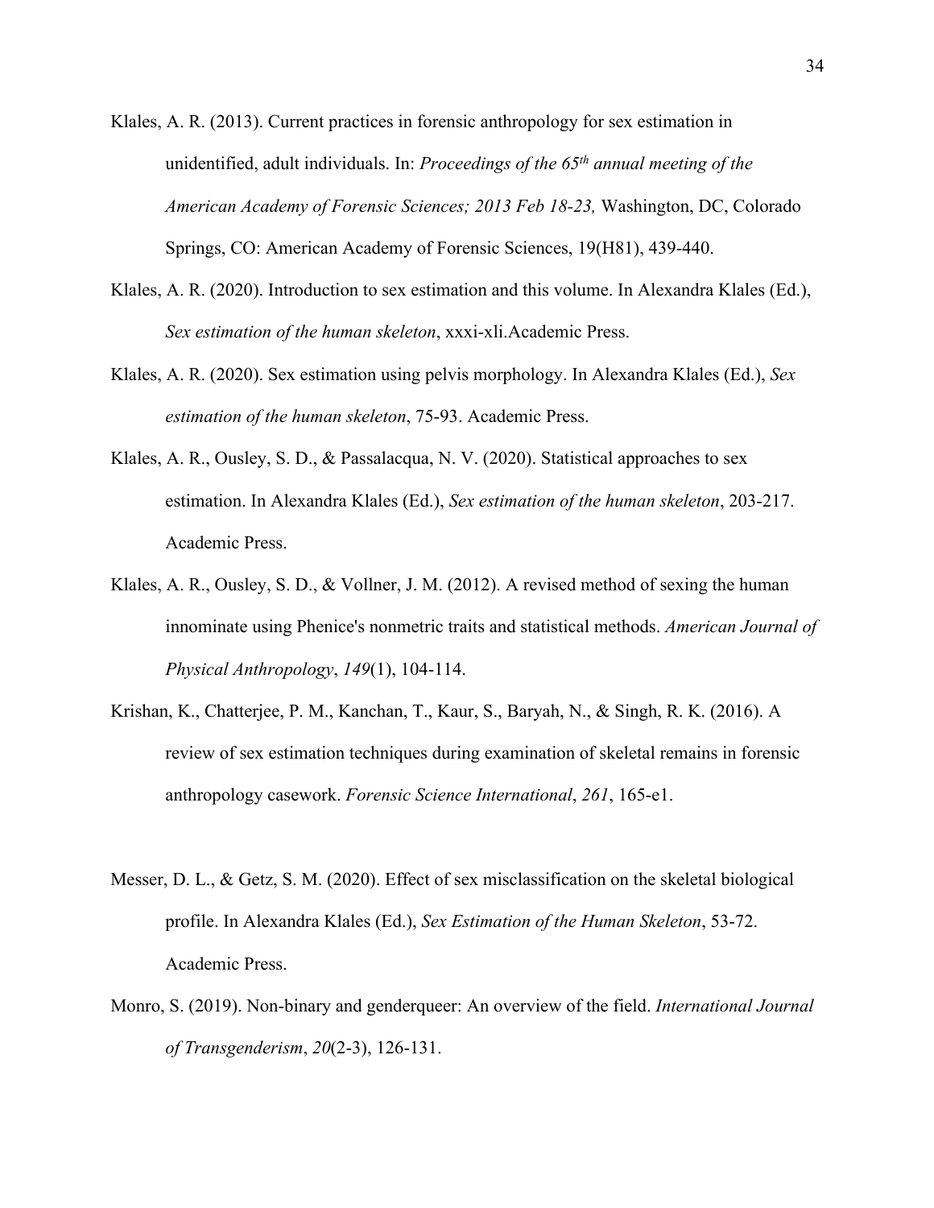Klales, A. R. (2013). Current practices in forensic anthropology for sex estimation in unidentified, adult individuals. In: *Proceedings of the 65th annual meeting of the American Academy of Forensic Sciences; 2013 Feb 18-23,* Washington, DC, Colorado Springs, CO: American Academy of Forensic Sciences, 19(H81), 439-440.

Klales, A. R. (2020). Introduction to sex estimation and this volume. In Alexandra Klales (Ed.), *Sex estimation of the human skeleton*, xxxi-xli.Academic Press.

Klales, A. R. (2020). Sex estimation using pelvis morphology. In Alexandra Klales (Ed.), *Sex estimation of the human skeleton*, 75-93. Academic Press.

Klales, A. R., Ousley, S. D., & Passalacqua, N. V. (2020). Statistical approaches to sex estimation. In Alexandra Klales (Ed.), *Sex estimation of the human skeleton*, 203-217. Academic Press.

Klales, A. R., Ousley, S. D., & Vollner, J. M. (2012). A revised method of sexing the human innominate using Phenice's nonmetric traits and statistical methods. *American Journal of Physical Anthropology*, *149*(1), 104-114.

Krishan, K., Chatterjee, P. M., Kanchan, T., Kaur, S., Baryah, N., & Singh, R. K. (2016). A review of sex estimation techniques during examination of skeletal remains in forensic anthropology casework. *Forensic Science International*, *261*, 165-e1.

Messer, D. L., & Getz, S. M. (2020). Effect of sex misclassification on the skeletal biological profile. In Alexandra Klales (Ed.), *Sex Estimation of the Human Skeleton*, 53-72. Academic Press.

Monro, S. (2019). Non-binary and genderqueer: An overview of the field. *International Journal of Transgenderism*, *20*(2-3), 126-131.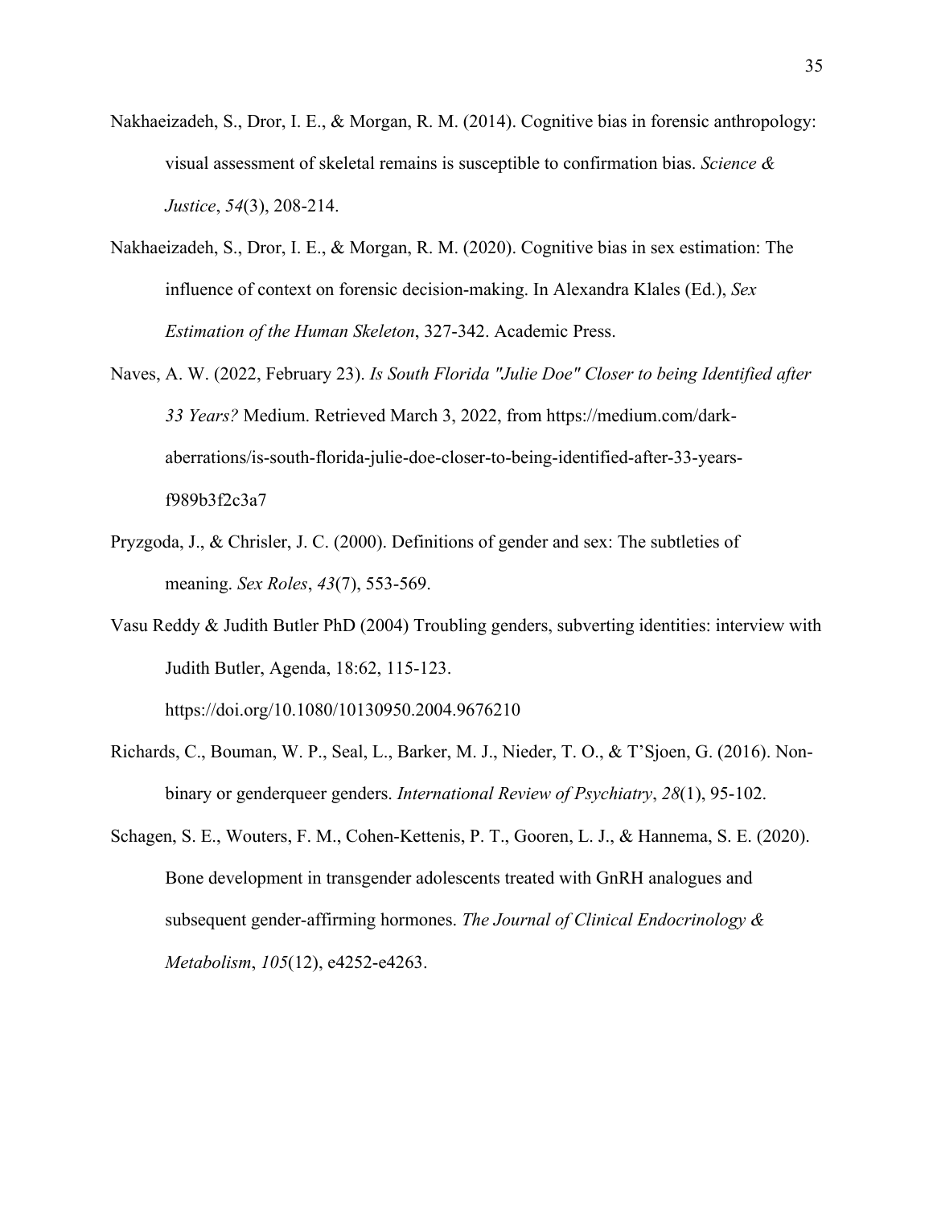Nakhaeizadeh, S., Dror, I. E., & Morgan, R. M. (2014). Cognitive bias in forensic anthropology: visual assessment of skeletal remains is susceptible to confirmation bias. *Science & Justice*, *54*(3), 208-214.

Nakhaeizadeh, S., Dror, I. E., & Morgan, R. M. (2020). Cognitive bias in sex estimation: The influence of context on forensic decision-making. In Alexandra Klales (Ed.), *Sex Estimation of the Human Skeleton*, 327-342. Academic Press.

Naves, A. W. (2022, February 23). *Is South Florida "Julie Doe" Closer to being Identified after 33 Years?* Medium. Retrieved March 3, 2022, from https://medium.com/dark-aberrations/is-south-florida-julie-doe-closer-to-being-identified-after-33-years-f989b3f2c3a7

Pryzgoda, J., & Chrisler, J. C. (2000). Definitions of gender and sex: The subtleties of meaning. *Sex Roles*, *43*(7), 553-569.

Vasu Reddy & Judith Butler PhD (2004) Troubling genders, subverting identities: interview with Judith Butler, Agenda, 18:62, 115-123. https://doi.org/10.1080/10130950.2004.9676210

Richards, C., Bouman, W. P., Seal, L., Barker, M. J., Nieder, T. O., & T'Sjoen, G. (2016). Non-binary or genderqueer genders. *International Review of Psychiatry*, *28*(1), 95-102.

Schagen, S. E., Wouters, F. M., Cohen-Kettenis, P. T., Gooren, L. J., & Hannema, S. E. (2020). Bone development in transgender adolescents treated with GnRH analogues and subsequent gender-affirming hormones. *The Journal of Clinical Endocrinology & Metabolism*, *105*(12), e4252-e4263.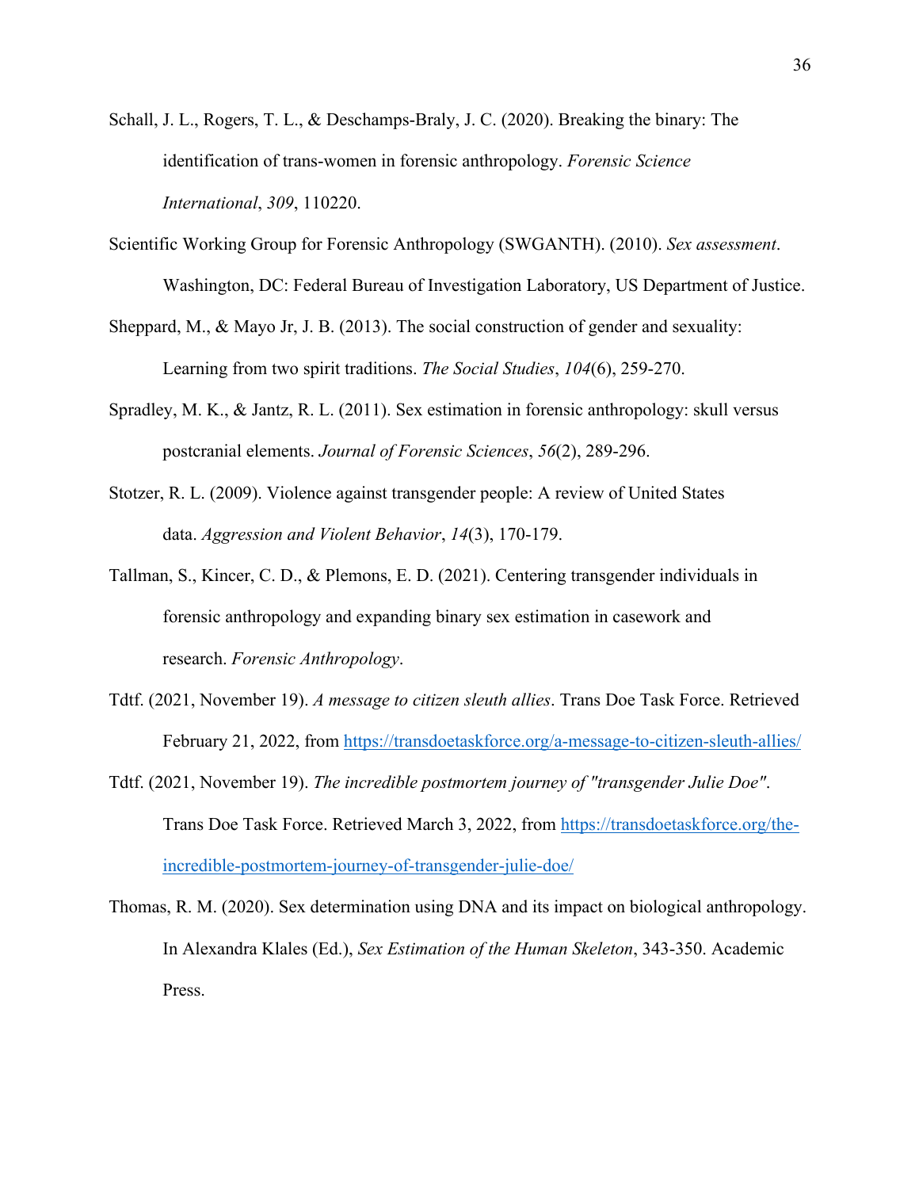Schall, J. L., Rogers, T. L., & Deschamps-Braly, J. C. (2020). Breaking the binary: The identification of trans-women in forensic anthropology. *Forensic Science International*, *309*, 110220.

Scientific Working Group for Forensic Anthropology (SWGANTH). (2010). *Sex assessment*. Washington, DC: Federal Bureau of Investigation Laboratory, US Department of Justice.

Sheppard, M., & Mayo Jr, J. B. (2013). The social construction of gender and sexuality: Learning from two spirit traditions. *The Social Studies*, *104*(6), 259-270.

Spradley, M. K., & Jantz, R. L. (2011). Sex estimation in forensic anthropology: skull versus postcranial elements. *Journal of Forensic Sciences*, *56*(2), 289-296.

Stotzer, R. L. (2009). Violence against transgender people: A review of United States data. *Aggression and Violent Behavior*, *14*(3), 170-179.

Tallman, S., Kincer, C. D., & Plemons, E. D. (2021). Centering transgender individuals in forensic anthropology and expanding binary sex estimation in casework and research. *Forensic Anthropology*.

Tdtf. (2021, November 19). *A message to citizen sleuth allies*. Trans Doe Task Force. Retrieved February 21, 2022, from https://transdoetaskforce.org/a-message-to-citizen-sleuth-allies/

Tdtf. (2021, November 19). *The incredible postmortem journey of "transgender Julie Doe"*. Trans Doe Task Force. Retrieved March 3, 2022, from https://transdoetaskforce.org/the-incredible-postmortem-journey-of-transgender-julie-doe/

Thomas, R. M. (2020). Sex determination using DNA and its impact on biological anthropology. In Alexandra Klales (Ed.), *Sex Estimation of the Human Skeleton*, 343-350. Academic Press.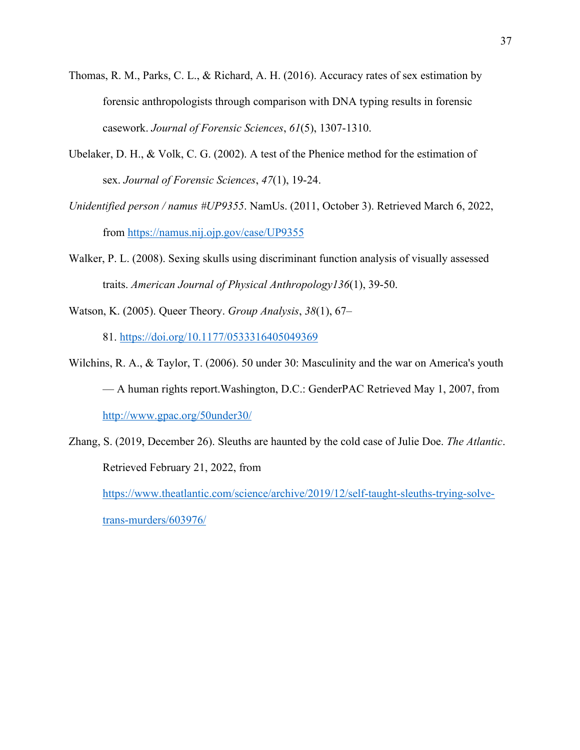Thomas, R. M., Parks, C. L., & Richard, A. H. (2016). Accuracy rates of sex estimation by forensic anthropologists through comparison with DNA typing results in forensic casework. *Journal of Forensic Sciences*, *61*(5), 1307-1310.

Ubelaker, D. H., & Volk, C. G. (2002). A test of the Phenice method for the estimation of sex. *Journal of Forensic Sciences*, *47*(1), 19-24.

*Unidentified person / namus #UP9355*. NamUs. (2011, October 3). Retrieved March 6, 2022, from https://namus.nij.ojp.gov/case/UP9355

Walker, P. L. (2008). Sexing skulls using discriminant function analysis of visually assessed traits. *American Journal of Physical Anthropology136*(1), 39-50.

Watson, K. (2005). Queer Theory. *Group Analysis*, *38*(1), 67–81. https://doi.org/10.1177/0533316405049369

Wilchins, R. A., & Taylor, T. (2006). 50 under 30: Masculinity and the war on America's youth — A human rights report.Washington, D.C.: GenderPAC Retrieved May 1, 2007, from http://www.gpac.org/50under30/

Zhang, S. (2019, December 26). Sleuths are haunted by the cold case of Julie Doe. *The Atlantic*. Retrieved February 21, 2022, from https://www.theatlantic.com/science/archive/2019/12/self-taught-sleuths-trying-solve-trans-murders/603976/